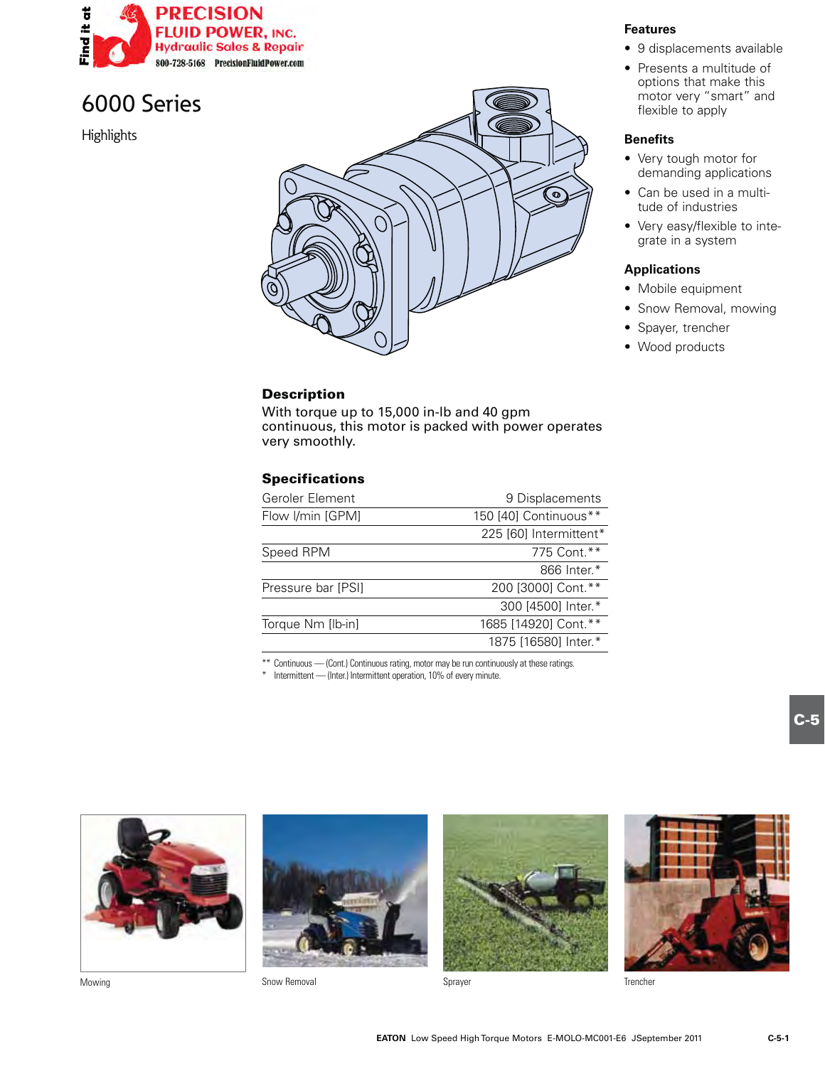# 6000 Series

Highlights

### Features

- 9 displacements available
- Presents a multitude of options that make this motor very "smart" and flexible to apply

### Benefits

- Very tough motor for demanding applications
- Can be used in a multitude of industries
- Very easy/flexible to integrate in a system

### Applications

- Mobile equipment
- Snow Removal, mowing
- Spayer, trencher
- Wood products

### Description

With torque up to 15,000 in-lb and 40 gpm continuous, this motor is packed with power operates very smoothly.

### Specifications

| Geroler Element | 9 Displacements |
|---|---|
| Flow l/min [GPM] | 150 [40] Continuous** |
| | 225 [60] Intermittent* |
| Speed RPM | 775 Cont.** |
| | 866 Inter.* |
| Pressure bar [PSI] | 200 [3000] Cont.** |
| | 300 [4500] Inter.* |
| Torque Nm [lb-in] | 1685 [14920] Cont.** |
| | 1875 [16580] Inter.* |

** Continuous — (Cont.) Continuous rating, motor may be run continuously at these ratings.
* Intermittent — (Inter.) Intermittent operation, 10% of every minute.

Mowing

Snow Removal

Sprayer

Trencher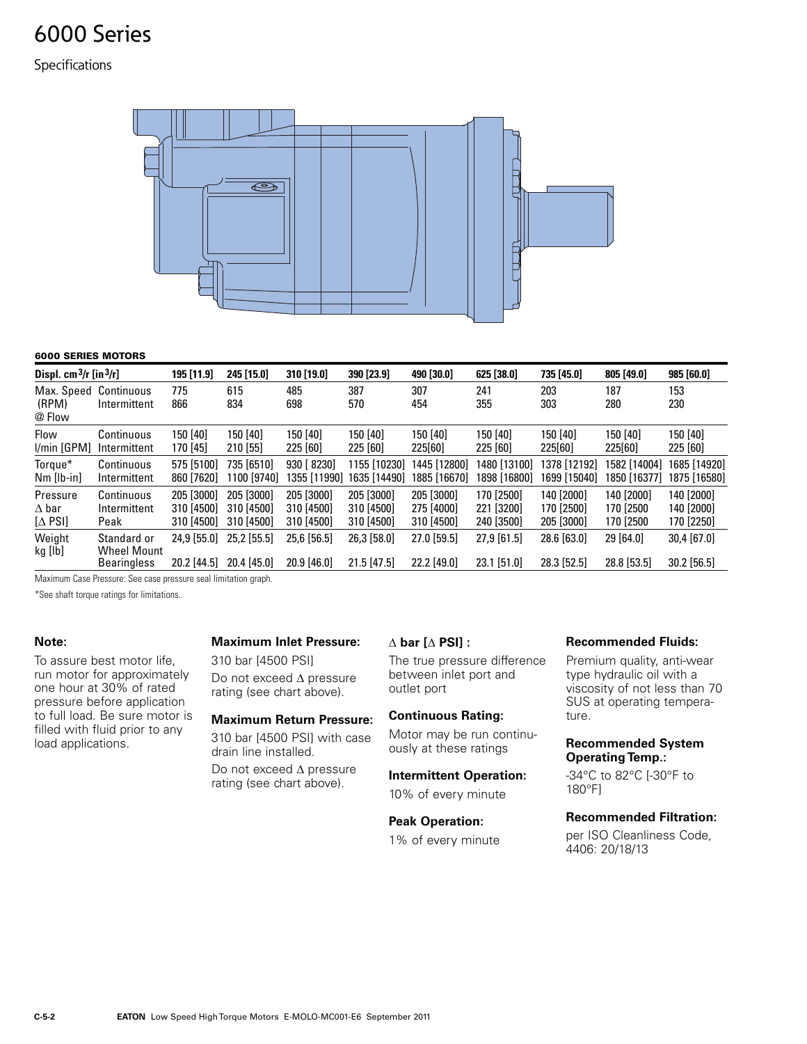# 6000 Series

Specifications

**6000 SERIES MOTORS**

| Displ. $cm^3/r$ [$in^3/r$] | | 195 [11.9] | 245 [15.0] | 310 [19.0] | 390 [23.9] | 490 [30.0] | 625 [38.0] | 735 [45.0] | 805 [49.0] | 985 [60.0] |
|---|---|---|---|---|---|---|---|---|---|---|
| Max. Speed (RPM) @ Flow | Continuous | 775 | 615 | 485 | 387 | 307 | 241 | 203 | 187 | 153 |
| | Intermittent | 866 | 834 | 698 | 570 | 454 | 355 | 303 | 280 | 230 |
| Flow l/min [GPM] | Continuous | 150 [40] | 150 [40] | 150 [40] | 150 [40] | 150 [40] | 150 [40] | 150 [40] | 150 [40] | 150 [40] |
| | Intermittent | 170 [45] | 210 [55] | 225 [60] | 225 [60] | 225[60] | 225 [60] | 225[60] | 225[60] | 225 [60] |
| Torque* Nm [lb-in] | Continuous | 575 [5100] | 735 [6510] | 930 [ 8230] | 1155 [10230] | 1445 [12800] | 1480 [13100] | 1378 [12192] | 1582 [14004] | 1685 [14920] |
| | Intermittent | 860 [7620] | 1100 [9740] | 1355 [11990] | 1635 [14490] | 1885 [16670] | 1898 [16800] | 1699 [15040] | 1850 [16377] | 1875 [16580] |
| Pressure $\Delta$ bar [$\Delta$ PSI] | Continuous | 205 [3000] | 205 [3000] | 205 [3000] | 205 [3000] | 205 [3000] | 170 [2500] | 140 [2000] | 140 [2000] | 140 [2000] |
| | Intermittent | 310 [4500] | 310 [4500] | 310 [4500] | 310 [4500] | 275 [4000] | 221 [3200] | 170 [2500] | 170 [2500 | 140 [2000] |
| | Peak | 310 [4500] | 310 [4500] | 310 [4500] | 310 [4500] | 310 [4500] | 240 [3500] | 205 [3000] | 170 [2500 | 170 [2250] |
| Weight kg [lb] | Standard or Wheel Mount | 24,9 [55.0] | 25,2 [55.5] | 25,6 [56.5] | 26,3 [58.0] | 27.0 [59.5] | 27,9 [61.5] | 28.6 [63.0] | 29 [64.0] | 30,4 [67.0] |
| | Bearingless | 20.2 [44.5] | 20.4 [45.0] | 20.9 [46.0] | 21.5 [47.5] | 22.2 [49.0] | 23.1 [51.0] | 28.3 [52.5] | 28.8 [53.5] | 30.2 [56.5] |

Maximum Case Pressure: See case pressure seal limitation graph.

*See shaft torque ratings for limitations..

**Note:**

To assure best motor life, run motor for approximately one hour at 30% of rated pressure before application to full load. Be sure motor is filled with fluid prior to any load applications.

**Maximum Inlet Pressure:**

310 bar [4500 PSI]

Do not exceed $\Delta$ pressure rating (see chart above).

**Maximum Return Pressure:**

310 bar [4500 PSI] with case drain line installed.

Do not exceed $\Delta$ pressure rating (see chart above).

**$\Delta$ bar [$\Delta$ PSI] :**

The true pressure difference between inlet port and outlet port

**Continuous Rating:**

Motor may be run continuously at these ratings

**Intermittent Operation:**

10% of every minute

**Peak Operation:**

1% of every minute

**Recommended Fluids:**

Premium quality, anti-wear type hydraulic oil with a viscosity of not less than 70 SUS at operating temperature.

**Recommended System Operating Temp.:**

-34°C to 82°C [-30°F to 180°F]

**Recommended Filtration:**

per ISO Cleanliness Code, 4406: 20/18/13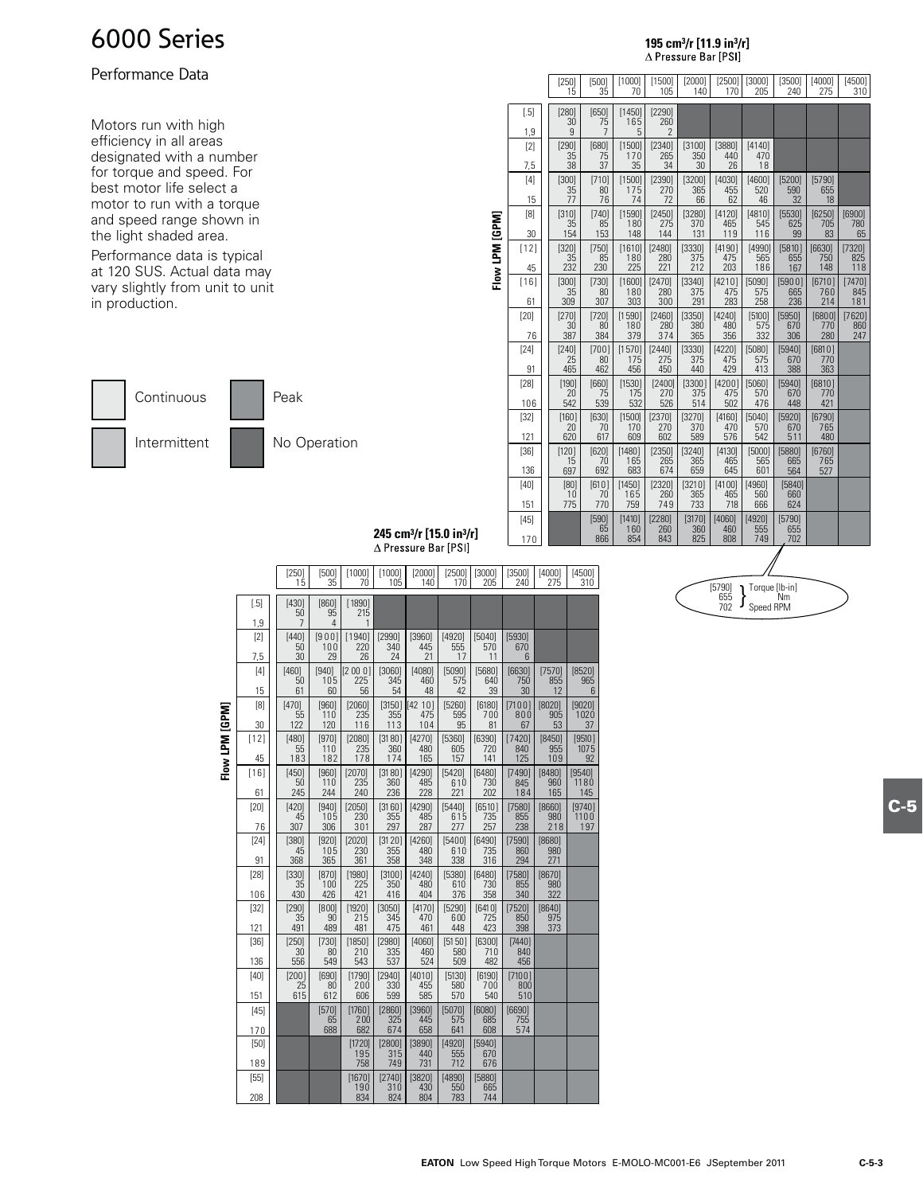# 6000 Series

## Performance Data

Motors run with high efficiency in all areas designated with a number for torque and speed. For best motor life select a motor to run with a torque and speed range shown in the light shaded area.

Performance data is typical at 120 SUS. Actual data may vary slightly from unit to unit in production.

- Continuous
- Intermittent
- Peak
- No Operation

**195 cm³/r [11.9 in³/r]**

Δ Pressure Bar [PSI]

Each cell: [Torque lb-in] / Torque Nm / Speed RPM

| Flow LPM [GPM] | 15 [250] | 35 [500] | 70 [1000] | 105 [1500] | 140 [2000] | 170 [2500] | 205 [3000] | 240 [3500] | 275 [4000] | 310 [4500] |
|---|---|---|---|---|---|---|---|---|---|---|
| 1,9 [.5] | [280] 30 9 | [650] 75 7 | [1450] 165 5 | [2290] 260 2 | | | | | | |
| 7,5 [2] | [290] 35 38 | [680] 75 37 | [1500] 170 35 | [2340] 265 34 | [3100] 350 30 | [3880] 440 26 | [4140] 470 18 | | | |
| 15 [4] | [300] 35 77 | [710] 80 76 | [1500] 175 74 | [2390] 270 72 | [3200] 365 66 | [4030] 455 62 | [4600] 520 46 | [5200] 590 32 | [5790] 655 18 | |
| 30 [8] | [310] 35 154 | [740] 85 153 | [1590] 180 148 | [2450] 275 144 | [3280] 370 131 | [4120] 465 119 | [4810] 545 116 | [5530] 625 99 | [6250] 705 83 | [6900] 780 65 |
| 45 [12] | [320] 35 232 | [750] 85 230 | [1610] 180 225 | [2480] 280 221 | [3330] 375 212 | [4190] 475 203 | [4990] 565 186 | [5810] 655 167 | [6630] 750 148 | [7320] 825 118 |
| 61 [16] | [300] 35 309 | [730] 80 307 | [1600] 180 303 | [2470] 280 300 | [3340] 375 291 | [4210] 475 283 | [5090] 575 258 | [5900] 665 236 | [6710] 760 214 | [7470] 845 181 |
| 76 [20] | [270] 30 387 | [720] 80 384 | [1590] 180 379 | [2460] 280 374 | [3350] 380 365 | [4240] 480 356 | [5100] 575 332 | [5950] 670 306 | [6800] 770 280 | [7620] 860 247 |
| 91 [24] | [240] 25 465 | [700] 80 462 | [1570] 175 456 | [2440] 275 450 | [3330] 375 440 | [4220] 475 429 | [5080] 575 413 | [5940] 670 388 | [6810] 770 363 | |
| 106 [28] | [190] 20 542 | [660] 75 539 | [1530] 175 532 | [2400] 270 526 | [3300] 375 514 | [4200] 475 502 | [5060] 570 476 | [5940] 670 448 | [6810] 770 421 | |
| 121 [32] | [160] 20 620 | [630] 70 617 | [1500] 170 609 | [2370] 270 602 | [3270] 370 589 | [4160] 470 576 | [5040] 570 542 | [5920] 670 511 | [6790] 765 480 | |
| 136 [36] | [120] 15 697 | [620] 70 692 | [1480] 165 683 | [2350] 265 674 | [3240] 365 659 | [4130] 465 645 | [5000] 565 601 | [5880] 665 564 | [6760] 765 527 | |
| 151 [40] | [80] 10 775 | [610] 70 770 | [1450] 165 759 | [2320] 260 749 | [3210] 365 733 | [4100] 465 718 | [4960] 560 666 | [5840] 660 624 | | |
| 170 [45] | | [590] 65 866 | [1410] 160 854 | [2280] 260 843 | [3170] 360 825 | [4060] 460 808 | [4920] 555 749 | [5790] 655 702 | | |

[5790] Torque [lb-in]
655 Nm
702 Speed RPM

**245 cm³/r [15.0 in³/r]**

Δ Pressure Bar [PSI]

| Flow LPM [GPM] | 15 [250] | 35 [500] | 70 [1000] | 105 [1000] | 140 [2000] | 170 [2500] | 205 [3000] | 240 [3500] | 275 [4000] | 310 [4500] |
|---|---|---|---|---|---|---|---|---|---|---|
| 1,9 [.5] | [430] 50 7 | [860] 95 4 | [1890] 215 1 | | | | | | | |
| 7,5 [2] | [440] 50 30 | [900] 100 29 | [1940] 220 26 | [2990] 340 24 | [3960] 445 21 | [4920] 555 17 | [5040] 570 11 | [5930] 670 6 | | |
| 15 [4] | [460] 50 61 | [940] 105 60 | [2000] 225 56 | [3060] 345 54 | [4080] 460 48 | [5090] 575 42 | [5680] 640 39 | [6630] 750 30 | [7570] 855 12 | [8520] 965 6 |
| 30 [8] | [470] 55 122 | [960] 110 120 | [2060] 235 116 | [3150] 355 113 | [4210] 475 104 | [5260] 595 95 | [6180] 700 81 | [7100] 800 67 | [8020] 905 53 | [9020] 1020 37 |
| 45 [12] | [480] 55 183 | [970] 110 182 | [2080] 235 178 | [3180] 360 174 | [4270] 480 165 | [5360] 605 157 | [6390] 720 141 | [7420] 840 125 | [8450] 955 109 | [9510] 1075 92 |
| 61 [16] | [450] 50 245 | [960] 110 244 | [2070] 235 240 | [3180] 360 236 | [4290] 485 228 | [5420] 610 221 | [6480] 730 202 | [7490] 845 184 | [8480] 960 165 | [9540] 1180 145 |
| 76 [20] | [420] 45 307 | [940] 105 306 | [2050] 230 301 | [3160] 355 297 | [4290] 485 287 | [5440] 615 277 | [6510] 735 257 | [7580] 855 238 | [8660] 980 218 | [9740] 1100 197 |
| 91 [24] | [380] 45 368 | [920] 105 365 | [2020] 230 361 | [3120] 355 358 | [4260] 480 348 | [5400] 610 338 | [6490] 735 316 | [7590] 860 294 | [8680] 980 271 | |
| 106 [28] | [330] 35 430 | [870] 100 426 | [1980] 225 421 | [3100] 350 416 | [4240] 480 404 | [5380] 610 376 | [6480] 730 358 | [7580] 855 340 | [8670] 980 322 | |
| 121 [32] | [290] 35 491 | [800] 90 489 | [1920] 215 481 | [3050] 345 475 | [4170] 470 461 | [5290] 600 448 | [6410] 725 423 | [7520] 850 398 | [8640] 975 373 | |
| 136 [36] | [250] 30 556 | [730] 80 549 | [1850] 210 543 | [2980] 335 537 | [4060] 460 524 | [5150] 580 509 | [6300] 710 482 | [7440] 840 456 | | |
| 151 [40] | [200] 25 615 | [690] 80 612 | [1790] 200 606 | [2940] 330 599 | [4010] 455 585 | [5130] 580 570 | [6190] 700 540 | [7100] 800 510 | | |
| 170 [45] | | [570] 65 688 | [1760] 200 682 | [2860] 325 674 | [3960] 445 658 | [5070] 575 641 | [6080] 685 608 | [6690] 755 574 | | |
| 189 [50] | | | [1720] 195 758 | [2800] 315 749 | [3890] 440 731 | [4920] 555 712 | [5940] 670 676 | | | |
| 208 [55] | | | [1670] 190 834 | [2740] 310 824 | [3820] 430 804 | [4890] 550 783 | [5880] 665 744 | | | |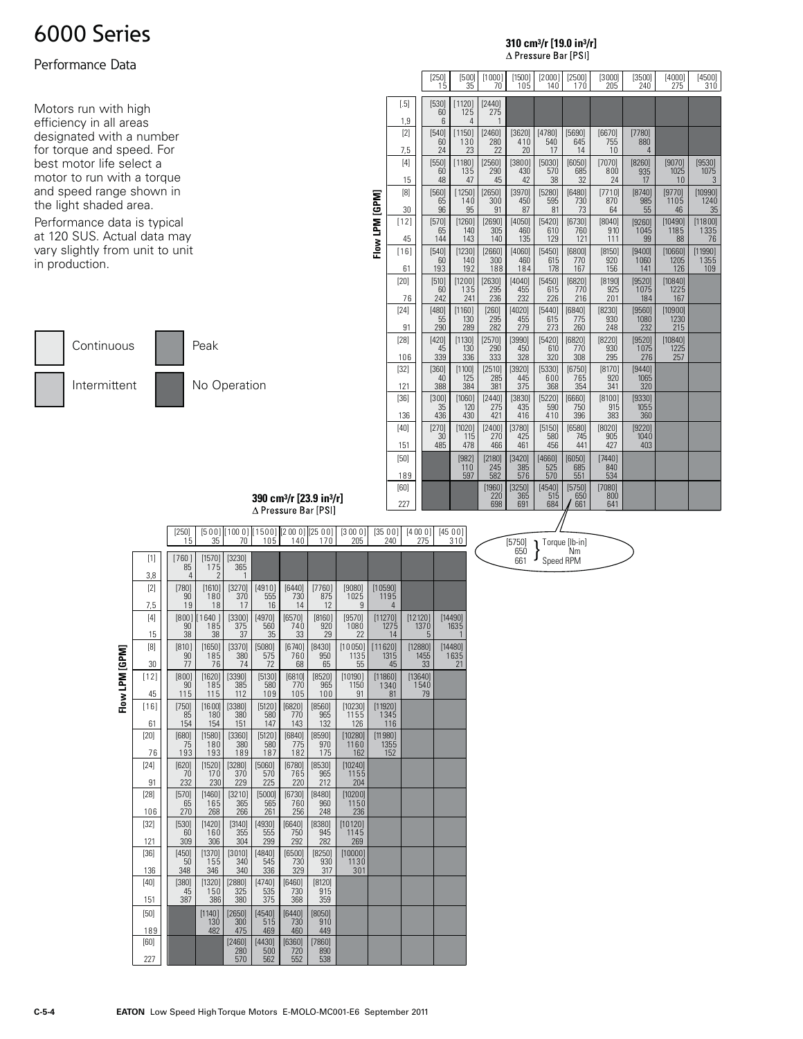# 6000 Series

## Performance Data

Motors run with high efficiency in all areas designated with a number for torque and speed. For best motor life select a motor to run with a torque and speed range shown in the light shaded area.

Performance data is typical at 120 SUS. Actual data may vary slightly from unit to unit in production.

Legend: Continuous, Intermittent, Peak, No Operation

Cell format: [Torque lb-in] / Torque Nm / Speed RPM (e.g. [5750] 650 661)

### 310 cm³/r [19.0 in³/r]

Δ Pressure Bar [PSI]

| Flow LPM [GPM] | 15 [250] | 35 [500] | 70 [1000] | 105 [1500] | 140 [2000] | 170 [2500] | 205 [3000] | 240 [3500] | 275 [4000] | 310 [4500] |
|---|---|---|---|---|---|---|---|---|---|---|
| 1,9 [.5] | [530] 60 6 | [1120] 125 4 | [2440] 275 1 | | | | | | | |
| 7,5 [2] | [540] 60 24 | [1150] 130 23 | [2460] 280 22 | [3620] 410 20 | [4780] 540 17 | [5690] 645 14 | [6670] 755 10 | [7780] 880 4 | | |
| 15 [4] | [550] 60 48 | [1180] 135 47 | [2560] 290 45 | [3800] 430 42 | [5030] 570 38 | [6050] 685 32 | [7070] 800 24 | [8260] 935 17 | [9070] 1025 10 | [9530] 1075 3 |
| 30 [8] | [560] 65 96 | [1250] 140 95 | [2650] 300 91 | [3970] 450 87 | [5280] 595 81 | [6480] 730 73 | [7710] 870 64 | [8740] 985 55 | [9770] 1105 46 | [10990] 1240 35 |
| 45 [12] | [570] 65 144 | [1260] 140 143 | [2690] 305 140 | [4050] 460 135 | [5420] 610 129 | [6730] 760 121 | [8040] 910 111 | [9260] 1045 99 | [10490] 1185 88 | [11800] 1335 76 |
| 61 [16] | [540] 60 193 | [1230] 140 192 | [2660] 300 188 | [4060] 460 184 | [5450] 615 178 | [6800] 770 167 | [8150] 920 156 | [9400] 1060 141 | [10660] 1205 126 | [11990] 1355 109 |
| 76 [20] | [510] 60 242 | [1200] 135 241 | [2630] 295 236 | [4040] 455 232 | [5450] 615 226 | [6820] 770 216 | [8190] 925 201 | [9520] 1075 184 | [10840] 1225 167 | |
| 91 [24] | [480] 55 290 | [1160] 130 289 | [260] 295 282 | [4020] 455 279 | [5440] 615 273 | [6840] 775 260 | [8230] 930 248 | [9560] 1080 232 | [10900] 1230 215 | |
| 106 [28] | [420] 45 339 | [1130] 130 336 | [2570] 290 333 | [3990] 450 328 | [5420] 610 320 | [6820] 770 308 | [8220] 930 295 | [9520] 1075 276 | [10840] 1225 257 | |
| 121 [32] | [360] 40 388 | [1100] 125 384 | [2510] 285 381 | [3920] 445 375 | [5330] 600 368 | [6750] 765 354 | [8170] 920 341 | [9440] 1065 320 | | |
| 136 [36] | [300] 35 436 | [1060] 120 430 | [2440] 275 421 | [3830] 435 416 | [5220] 590 410 | [6660] 750 396 | [8100] 915 383 | [9330] 1055 360 | | |
| 151 [40] | [270] 30 485 | [1020] 115 478 | [2400] 270 466 | [3780] 425 461 | [5150] 580 456 | [6580] 745 441 | [8020] 905 427 | [9220] 1040 403 | | |
| 189 [50] | | [982] 110 597 | [2180] 245 582 | [3420] 385 576 | [4660] 525 570 | [6050] 685 551 | [7440] 840 534 | | | |
| 227 [60] | | | [1960] 220 698 | [3250] 365 691 | [4540] 515 684 | [5750] 650 661 | [7080] 800 641 | | | |

### 390 cm³/r [23.9 in³/r]

Δ Pressure Bar [PSI]

| Flow LPM [GPM] | 15 [250] | 35 [500] | 70 [1000] | 105 [1500] | 140 [2000] | 170 [2500] | 205 [3000] | 240 [3500] | 275 [4000] | 310 [4500] |
|---|---|---|---|---|---|---|---|---|---|---|
| 3,8 [1] | [760] 85 4 | [1570] 175 2 | [3230] 365 1 | | | | | | | |
| 7,5 [2] | [780] 90 19 | [1610] 180 18 | [3270] 370 17 | [4910] 555 16 | [6440] 730 14 | [7760] 875 12 | [9080] 1025 9 | [10590] 1195 4 | | |
| 15 [4] | [800] 90 38 | [1640] 185 38 | [3300] 375 37 | [4970] 560 35 | [6570] 740 33 | [8160] 920 29 | [9570] 1080 22 | [11270] 1275 14 | [12120] 1370 5 | [14490] 1635 1 |
| 30 [8] | [810] 90 77 | [1650] 185 76 | [3370] 380 74 | [5080] 575 72 | [6740] 760 68 | [8430] 950 65 | [10050] 1135 55 | [11620] 1315 45 | [12880] 1455 33 | [14480] 1635 21 |
| 45 [12] | [800] 90 115 | [1620] 185 115 | [3390] 385 112 | [5130] 580 109 | [6810] 770 105 | [8520] 965 100 | [10190] 1150 91 | [11860] 1340 81 | [13640] 1540 79 | |
| 61 [16] | [750] 85 154 | [1600] 180 154 | [3380] 380 151 | [5120] 580 147 | [6820] 770 143 | [8560] 965 132 | [10230] 1155 126 | [11920] 1345 116 | | |
| 76 [20] | [680] 75 193 | [1580] 180 193 | [3360] 380 189 | [5120] 580 187 | [6840] 775 182 | [8590] 970 175 | [10280] 1160 162 | [11980] 1355 152 | | |
| 91 [24] | [620] 70 232 | [1520] 170 230 | [3280] 370 229 | [5060] 570 225 | [6780] 765 220 | [8530] 965 212 | [10240] 1155 204 | | | |
| 106 [28] | [570] 65 270 | [1460] 165 268 | [3210] 365 266 | [5000] 565 261 | [6730] 760 256 | [8480] 960 248 | [10200] 1150 236 | | | |
| 121 [32] | [530] 60 309 | [1420] 160 306 | [3140] 355 304 | [4930] 555 299 | [6640] 750 292 | [8380] 945 282 | [10120] 1145 269 | | | |
| 136 [36] | [450] 50 348 | [1370] 155 346 | [3010] 340 340 | [4840] 545 336 | [6500] 730 329 | [8250] 930 317 | [10000] 1130 301 | | | |
| 151 [40] | [380] 45 387 | [1320] 150 386 | [2880] 325 380 | [4740] 535 375 | [6460] 730 368 | [8120] 915 359 | | | | |
| 189 [50] | | [1140] 130 482 | [2650] 300 475 | [4540] 515 469 | [6440] 730 460 | [8050] 910 449 | | | | |
| 227 [60] | | | [2460] 280 570 | [4430] 500 562 | [6360] 720 552 | [7860] 890 538 | | | | |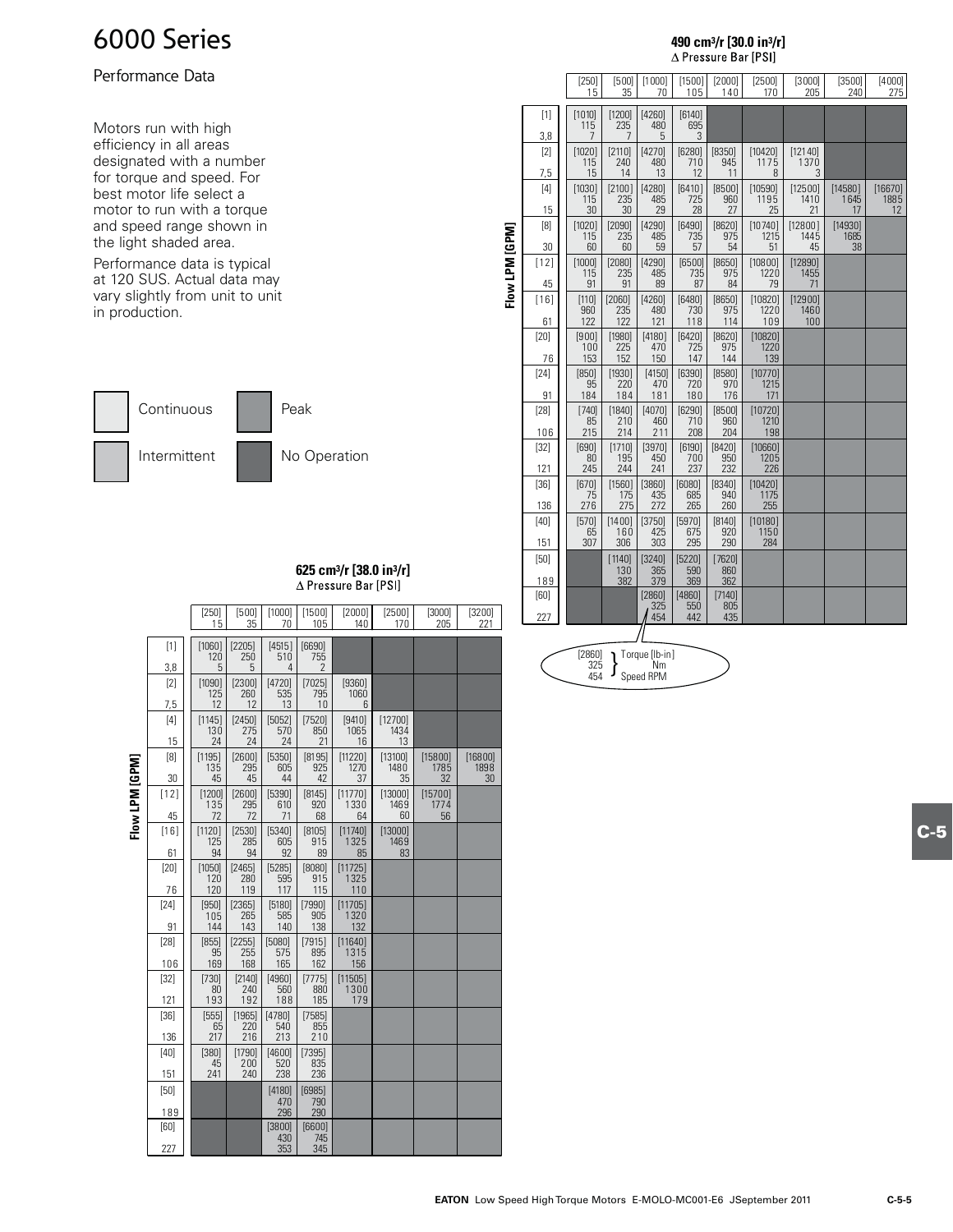# 6000 Series

## Performance Data

Motors run with high efficiency in all areas designated with a number for torque and speed. For best motor life select a motor to run with a torque and speed range shown in the light shaded area.

Performance data is typical at 120 SUS. Actual data may vary slightly from unit to unit in production.

Continuous | Peak | Intermittent | No Operation

### 490 cm³/r [30.0 in³/r]

Δ Pressure Bar [PSI]

| Flow LPM [GPM] | [250] 15 | [500] 35 | [1000] 70 | [1500] 105 | [2000] 140 | [2500] 170 | [3000] 205 | [3500] 240 | [4000] 275 |
|---|---|---|---|---|---|---|---|---|---|
| [1] 3,8 | [1010] 115 7 | [1200] 235 7 | [4260] 480 5 | [6140] 695 3 | | | | | |
| [2] 7,5 | [1020] 115 15 | [2110] 240 14 | [4270] 480 13 | [6280] 710 12 | [8350] 945 11 | [10420] 1175 8 | [12140] 1370 3 | | |
| [4] 15 | [1030] 115 30 | [2100] 235 30 | [4280] 485 29 | [6410] 725 28 | [8500] 960 27 | [10590] 1195 25 | [12500] 1410 21 | [14580] 1645 17 | [16670] 1885 12 |
| [8] 30 | [1020] 115 60 | [2090] 235 60 | [4290] 485 59 | [6490] 735 57 | [8620] 975 54 | [10740] 1215 51 | [12800] 1445 45 | [14930] 1685 38 | |
| [12] 45 | [1000] 115 91 | [2080] 235 91 | [4290] 485 89 | [6500] 735 87 | [8650] 975 84 | [10800] 1220 79 | [12890] 1455 71 | | |
| [16] 61 | [110] 960 122 | [2060] 235 122 | [4260] 480 121 | [6480] 730 118 | [8650] 975 114 | [10820] 1220 109 | [12900] 1460 100 | | |
| [20] 76 | [900] 100 153 | [1980] 225 152 | [4180] 470 150 | [6420] 725 147 | [8620] 975 144 | [10820] 1220 139 | | | |
| [24] 91 | [850] 95 184 | [1930] 220 184 | [4150] 470 181 | [6390] 720 180 | [8580] 970 176 | [10770] 1215 171 | | | |
| [28] 106 | [740] 85 215 | [1840] 210 214 | [4070] 460 211 | [6290] 710 208 | [8500] 960 204 | [10720] 1210 198 | | | |
| [32] 121 | [690] 80 245 | [1710] 195 244 | [3970] 450 241 | [6190] 700 237 | [8420] 950 232 | [10660] 1205 226 | | | |
| [36] 136 | [670] 75 276 | [1560] 175 275 | [3860] 435 272 | [6080] 685 265 | [8340] 940 260 | [10420] 1175 255 | | | |
| [40] 151 | [570] 65 307 | [1400] 160 306 | [3750] 425 303 | [5970] 675 295 | [8140] 920 290 | [10180] 1150 284 | | | |
| [50] 189 | | [1140] 130 382 | [3240] 365 379 | [5220] 590 369 | [7620] 860 362 | | | | |
| [60] 227 | | | [2860] 325 454 | [4860] 550 442 | [7140] 805 435 | | | | |

[2860] Torque [lb-in]
325 Nm
454 Speed RPM

### 625 cm³/r [38.0 in³/r]

Δ Pressure Bar [PSI]

| Flow LPM [GPM] | [250] 15 | [500] 35 | [1000] 70 | [1500] 105 | [2000] 140 | [2500] 170 | [3000] 205 | [3200] 221 |
|---|---|---|---|---|---|---|---|---|
| [1] 3,8 | [1060] 120 5 | [2205] 250 5 | [4515] 510 4 | [6690] 755 2 | | | | |
| [2] 7,5 | [1090] 125 12 | [2300] 260 12 | [4720] 535 13 | [7025] 795 10 | [9360] 1060 6 | | | |
| [4] 15 | [1145] 130 24 | [2450] 275 24 | [5052] 570 24 | [7520] 850 21 | [9410] 1065 16 | [12700] 1434 13 | | |
| [8] 30 | [1195] 135 45 | [2600] 295 45 | [5350] 605 44 | [8195] 925 42 | [11220] 1270 37 | [13100] 1480 35 | [15800] 1785 32 | [16800] 1898 30 |
| [12] 45 | [1200] 135 72 | [2600] 295 72 | [5390] 610 71 | [8145] 920 68 | [11770] 1330 64 | [13000] 1469 60 | [15700] 1774 56 | |
| [16] 61 | [1120] 125 94 | [2530] 285 94 | [5340] 605 92 | [8105] 915 89 | [11740] 1325 85 | [13000] 1469 83 | | |
| [20] 76 | [1050] 120 120 | [2465] 280 119 | [5285] 595 117 | [8080] 915 115 | [11725] 1325 110 | | | |
| [24] 91 | [950] 105 144 | [2365] 265 143 | [5180] 585 140 | [7990] 905 138 | [11705] 1320 132 | | | |
| [28] 106 | [855] 95 169 | [2255] 255 168 | [5080] 575 165 | [7915] 895 162 | [11640] 1315 156 | | | |
| [32] 121 | [730] 80 193 | [2140] 240 192 | [4960] 560 188 | [7775] 880 185 | [11505] 1300 179 | | | |
| [36] 136 | [555] 65 217 | [1965] 220 216 | [4780] 540 213 | [7585] 855 210 | | | | |
| [40] 151 | [380] 45 241 | [1790] 200 240 | [4600] 520 238 | [7395] 835 236 | | | | |
| [50] 189 | | | [4180] 470 296 | [6985] 790 290 | | | | |
| [60] 227 | | | [3800] 430 353 | [6600] 745 345 | | | | |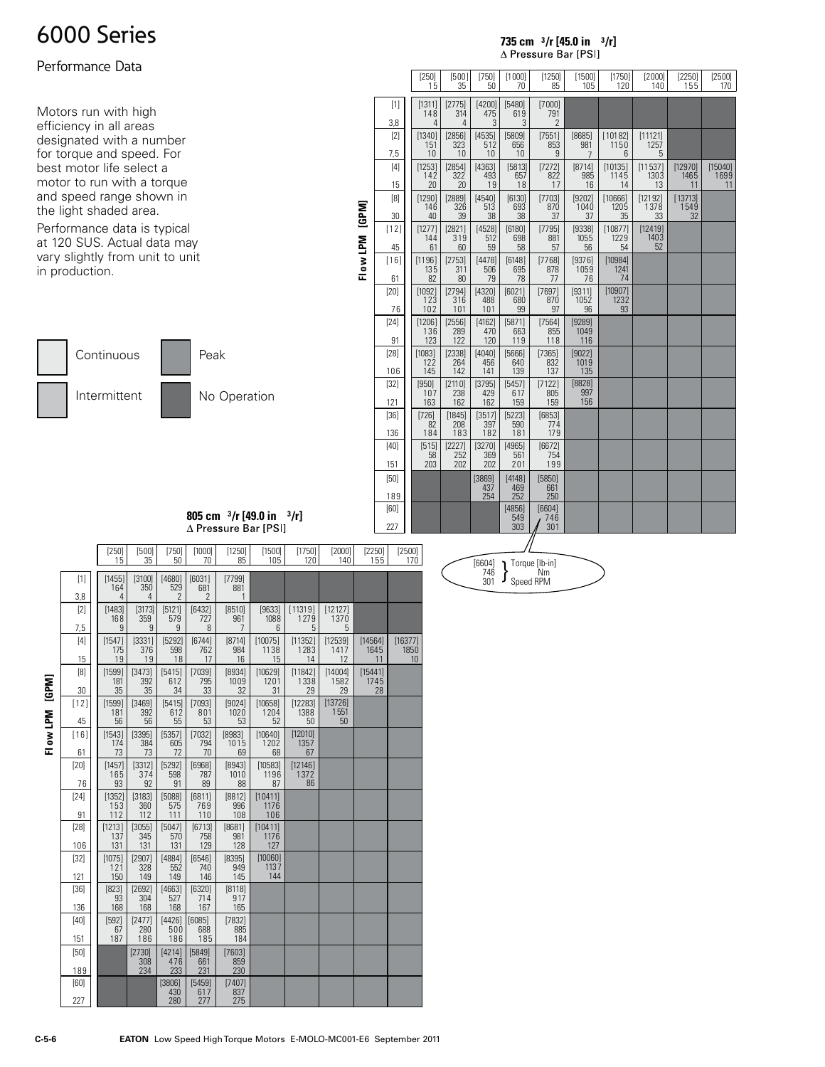# 6000 Series

## Performance Data

Motors run with high efficiency in all areas designated with a number for torque and speed. For best motor life select a motor to run with a torque and speed range shown in the light shaded area.

Performance data is typical at 120 SUS. Actual data may vary slightly from unit to unit in production.

Legend: Continuous | Intermittent | Peak | No Operation

### 735 cm³/r [45.0 in³/r]

Δ Pressure Bar [PSI]; Flow LPM [GPM]. Each cell: [Torque lb-in] / Torque Nm / Speed RPM

| Flow LPM [GPM] | 15 [250] | 35 [500] | 50 [750] | 70 [1000] | 85 [1250] | 105 [1500] | 120 [1750] | 140 [2000] | 155 [2250] | 170 [2500] |
|---|---|---|---|---|---|---|---|---|---|---|
| 3,8 [1] | [1311] 148 4 | [2775] 314 4 | [4200] 475 3 | [5480] 619 3 | [7000] 791 2 | | | | | |
| 7,5 [2] | [1340] 151 10 | [2856] 323 10 | [4535] 512 10 | [5809] 656 10 | [7551] 853 9 | [8685] 981 7 | [10182] 1150 6 | [11121] 1257 5 | | |
| 15 [4] | [1253] 142 20 | [2854] 322 20 | [4363] 493 19 | [5813] 657 18 | [7272] 822 17 | [8714] 985 16 | [10135] 1145 14 | [11537] 1303 13 | [12970] 1465 11 | [15040] 1699 11 |
| 30 [8] | [1290] 146 40 | [2889] 326 39 | [4540] 513 38 | [6130] 693 38 | [7703] 870 37 | [9202] 1040 37 | [10666] 1205 35 | [12192] 1378 33 | [13713] 1549 32 | |
| 45 [12] | [1277] 144 61 | [2821] 319 60 | [4528] 512 59 | [6180] 698 58 | [7795] 881 57 | [9338] 1055 56 | [10877] 1229 54 | [12419] 1403 52 | | |
| 61 [16] | [1196] 135 82 | [2753] 311 80 | [4478] 506 79 | [6148] 695 78 | [7768] 878 77 | [9376] 1059 76 | [10984] 1241 74 | | | |
| 76 [20] | [1092] 123 102 | [2794] 316 101 | [4320] 488 101 | [6021] 680 99 | [7697] 870 97 | [9311] 1052 96 | [10907] 1232 93 | | | |
| 91 [24] | [1206] 136 123 | [2556] 289 122 | [4162] 470 120 | [5871] 663 119 | [7564] 855 118 | [9289] 1049 116 | | | | |
| 106 [28] | [1083] 122 145 | [2338] 264 142 | [4040] 456 141 | [5666] 640 139 | [7365] 832 137 | [9022] 1019 135 | | | | |
| 121 [32] | [950] 107 163 | [2110] 238 162 | [3795] 429 162 | [5457] 617 159 | [7122] 805 159 | [8828] 997 156 | | | | |
| 136 [36] | [726] 82 184 | [1845] 208 183 | [3517] 397 182 | [5223] 590 181 | [6853] 774 179 | | | | | |
| 151 [40] | [515] 58 203 | [2227] 252 202 | [3270] 369 202 | [4965] 561 201 | [6672] 754 199 | | | | | |
| 189 [50] | | | [3869] 437 254 | [4148] 469 252 | [5850] 661 250 | | | | | |
| 227 [60] | | | | [4856] 549 303 | [6604] 746 301 | | | | | |

[6604] Torque [lb-in]
746 Nm
301 Speed RPM

### 805 cm³/r [49.0 in³/r]

Δ Pressure Bar [PSI]; Flow LPM [GPM]. Each cell: [Torque lb-in] / Torque Nm / Speed RPM

| Flow LPM [GPM] | 15 [250] | 35 [500] | 50 [750] | 70 [1000] | 85 [1250] | 105 [1500] | 120 [1750] | 140 [2000] | 155 [2250] | 170 [2500] |
|---|---|---|---|---|---|---|---|---|---|---|
| 3,8 [1] | [1455] 164 4 | [3100] 350 4 | [4680] 529 2 | [6031] 681 2 | [7799] 881 1 | | | | | |
| 7,5 [2] | [1483] 168 9 | [3173] 359 9 | [5121] 579 9 | [6432] 727 8 | [8510] 961 7 | [9633] 1088 6 | [11319] 1279 5 | [12127] 1370 5 | | |
| 15 [4] | [1547] 175 19 | [3331] 376 19 | [5292] 598 18 | [6744] 762 17 | [8714] 984 16 | [10075] 1138 15 | [11352] 1283 14 | [12539] 1417 12 | [14564] 1645 11 | [16377] 1850 10 |
| 30 [8] | [1599] 181 35 | [3473] 392 35 | [5415] 612 34 | [7039] 795 33 | [8934] 1009 32 | [10629] 1201 31 | [11842] 1338 29 | [14004] 1582 29 | [15441] 1745 28 | |
| 45 [12] | [1599] 181 56 | [3469] 392 56 | [5415] 612 55 | [7093] 801 53 | [9024] 1020 53 | [10658] 1204 52 | [12283] 1388 50 | [13726] 1551 50 | | |
| 61 [16] | [1543] 174 73 | [3395] 384 73 | [5357] 605 72 | [7032] 794 70 | [8983] 1015 69 | [10640] 1202 68 | [12010] 1357 67 | | | |
| 76 [20] | [1457] 165 93 | [3312] 374 92 | [5292] 598 91 | [6968] 787 89 | [8943] 1010 88 | [10583] 1196 87 | [12146] 1372 86 | | | |
| 91 [24] | [1352] 153 112 | [3183] 360 112 | [5088] 575 111 | [6811] 769 110 | [8812] 996 108 | [10411] 1176 106 | | | | |
| 106 [28] | [1213] 137 131 | [3055] 345 131 | [5047] 570 131 | [6713] 758 129 | [8681] 981 128 | [10411] 1176 127 | | | | |
| 121 [32] | [1075] 121 150 | [2907] 328 149 | [4884] 552 149 | [6546] 740 146 | [8395] 949 145 | [10060] 1137 144 | | | | |
| 136 [36] | [823] 93 168 | [2692] 304 168 | [4663] 527 168 | [6320] 714 167 | [8118] 917 165 | | | | | |
| 151 [40] | [592] 67 187 | [2477] 280 186 | [4426] 500 186 | [6085] 688 185 | [7832] 885 184 | | | | | |
| 189 [50] | | [2730] 308 234 | [4214] 476 233 | [5849] 661 231 | [7603] 859 230 | | | | | |
| 227 [60] | | | [3806] 430 280 | [5459] 617 277 | [7407] 837 275 | | | | | |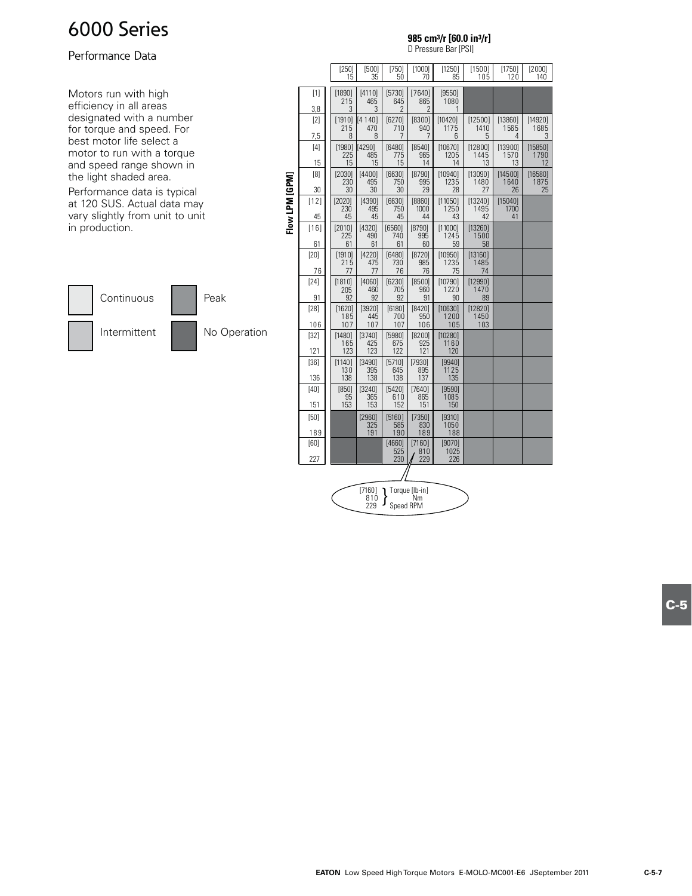# 6000 Series

## Performance Data

Motors run with high efficiency in all areas designated with a number for torque and speed. For best motor life select a motor to run with a torque and speed range shown in the light shaded area.

Performance data is typical at 120 SUS. Actual data may vary slightly from unit to unit in production.

| | |
|---|---|
| Continuous | Peak |
| Intermittent | No Operation |

**985 cm³/r [60.0 in³/r]**

D Pressure Bar [PSI]

Each cell: [Torque lb-in] / Torque Nm / Speed RPM

| Flow LPM [GPM] | [250] 15 | [500] 35 | [750] 50 | [1000] 70 | [1250] 85 | [1500] 105 | [1750] 120 | [2000] 140 |
|---|---|---|---|---|---|---|---|---|
| [1] 3,8 | [1890] 215 3 | [4110] 465 3 | [5730] 645 2 | [7640] 865 2 | [9550] 1080 1 | | | |
| [2] 7,5 | [1910] 215 8 | [4140] 470 8 | [6270] 710 7 | [8300] 940 7 | [10420] 1175 6 | [12500] 1410 5 | [13860] 1565 4 | [14920] 1685 3 |
| [4] 15 | [1980] 225 15 | [4290] 485 15 | [6480] 775 15 | [8540] 965 14 | [10670] 1205 14 | [12800] 1445 13 | [13900] 1570 13 | [15850] 1790 12 |
| [8] 30 | [2030] 230 30 | [4400] 495 30 | [6630] 750 30 | [8790] 995 29 | [10940] 1235 28 | [13090] 1480 27 | [14500] 1640 26 | [16580] 1875 25 |
| [12] 45 | [2020] 230 45 | [4390] 495 45 | [6630] 750 45 | [8860] 1000 44 | [11050] 1250 43 | [13240] 1495 42 | [15040] 1700 41 | |
| [16] 61 | [2010] 225 61 | [4320] 490 61 | [6560] 740 61 | [8790] 995 60 | [11000] 1245 59 | [13260] 1500 58 | | |
| [20] 76 | [1910] 215 77 | [4220] 475 77 | [6480] 730 76 | [8720] 985 76 | [10950] 1235 75 | [13160] 1485 74 | | |
| [24] 91 | [1810] 205 92 | [4060] 460 92 | [6230] 705 92 | [8500] 960 91 | [10790] 1220 90 | [12990] 1470 89 | | |
| [28] 106 | [1620] 185 107 | [3920] 445 107 | [6180] 700 107 | [8420] 950 106 | [10630] 1200 105 | [12820] 1450 103 | | |
| [32] 121 | [1480] 165 123 | [3740] 425 123 | [5980] 675 122 | [8200] 925 121 | [10280] 1160 120 | | | |
| [36] 136 | [1140] 130 138 | [3490] 395 138 | [5710] 645 138 | [7930] 895 137 | [9940] 1125 135 | | | |
| [40] 151 | [850] 95 153 | [3240] 365 153 | [5420] 610 152 | [7640] 865 151 | [9590] 1085 150 | | | |
| [50] 189 | | [2960] 325 191 | [5160] 585 190 | [7350] 830 189 | [9310] 1050 188 | | | |
| [60] 227 | | | [4660] 525 230 | [7160] 810 229 | [9070] 1025 226 | | | |

[7160] Torque [lb-in]
810 Nm
229 Speed RPM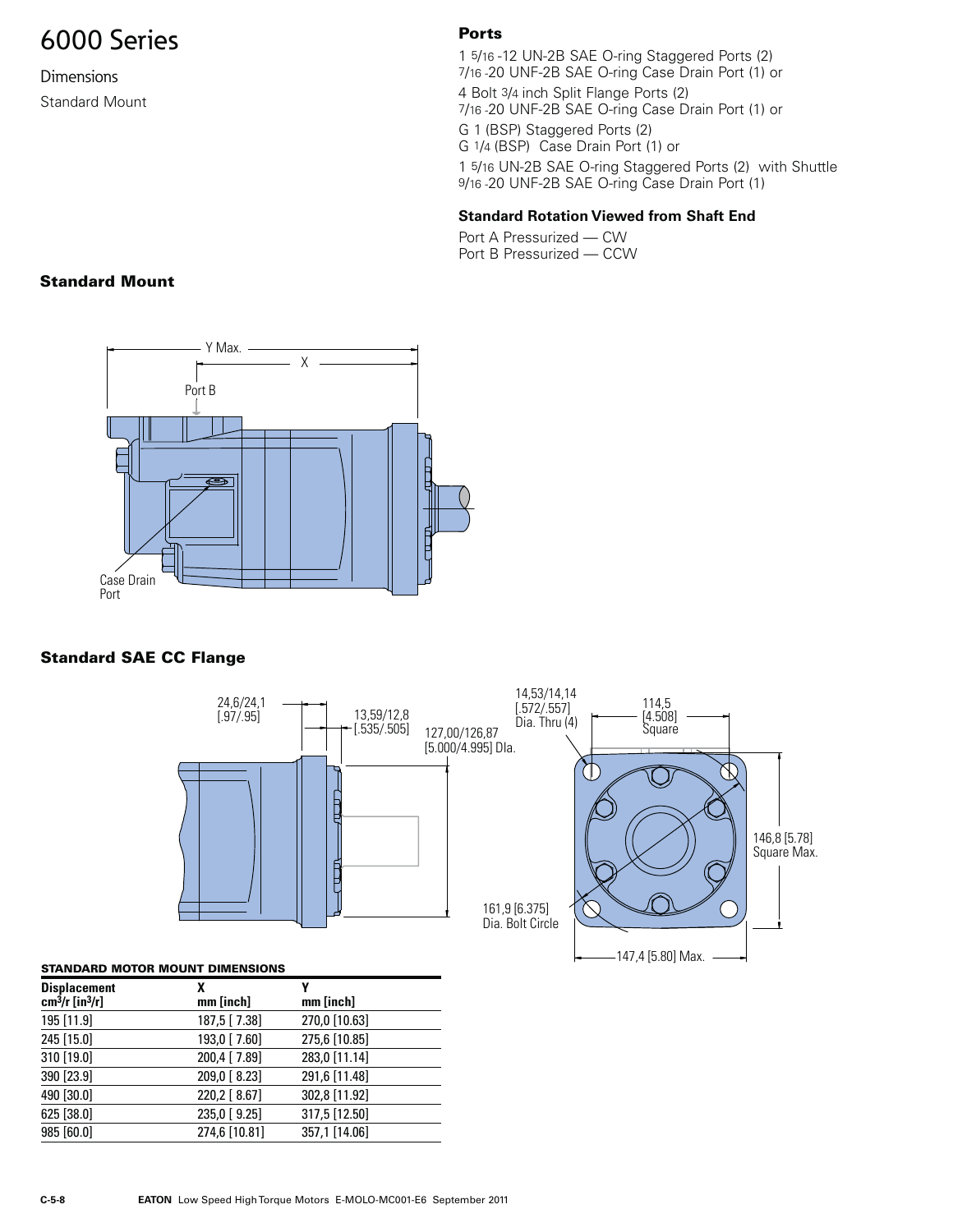# 6000 Series

Dimensions

Standard Mount

**Ports**

1 5/16 -12 UN-2B SAE O-ring Staggered Ports (2)
7/16 -20 UNF-2B SAE O-ring Case Drain Port (1) or

4 Bolt 3/4 inch Split Flange Ports (2)
7/16 -20 UNF-2B SAE O-ring Case Drain Port (1) or

G 1 (BSP) Staggered Ports (2)
G 1/4 (BSP) Case Drain Port (1) or

1 5/16 UN-2B SAE O-ring Staggered Ports (2) with Shuttle
9/16 -20 UNF-2B SAE O-ring Case Drain Port (1)

**Standard Rotation Viewed from Shaft End**

Port A Pressurized — CW
Port B Pressurized — CCW

### Standard Mount

Y Max.
X
Port B
Case Drain Port

### Standard SAE CC Flange

24,6/24,1 [.97/.95]
13,59/12,8 [.535/.505]
127,00/126,87 [5.000/4.995] Dia.
14,53/14,14 [.572/.557] Dia. Thru (4)
114,5 [4.508] Square
146,8 [5.78] Square Max.
161,9 [6.375] Dia. Bolt Circle
147,4 [5.80] Max.

**STANDARD MOTOR MOUNT DIMENSIONS**

| Displacement $cm^3/r$ [$in^3/r$] | X mm [inch] | Y mm [inch] |
|---|---|---|
| 195 [11.9] | 187,5 [ 7.38] | 270,0 [10.63] |
| 245 [15.0] | 193,0 [ 7.60] | 275,6 [10.85] |
| 310 [19.0] | 200,4 [ 7.89] | 283,0 [11.14] |
| 390 [23.9] | 209,0 [ 8.23] | 291,6 [11.48] |
| 490 [30.0] | 220,2 [ 8.67] | 302,8 [11.92] |
| 625 [38.0] | 235,0 [ 9.25] | 317,5 [12.50] |
| 985 [60.0] | 274,6 [10.81] | 357,1 [14.06] |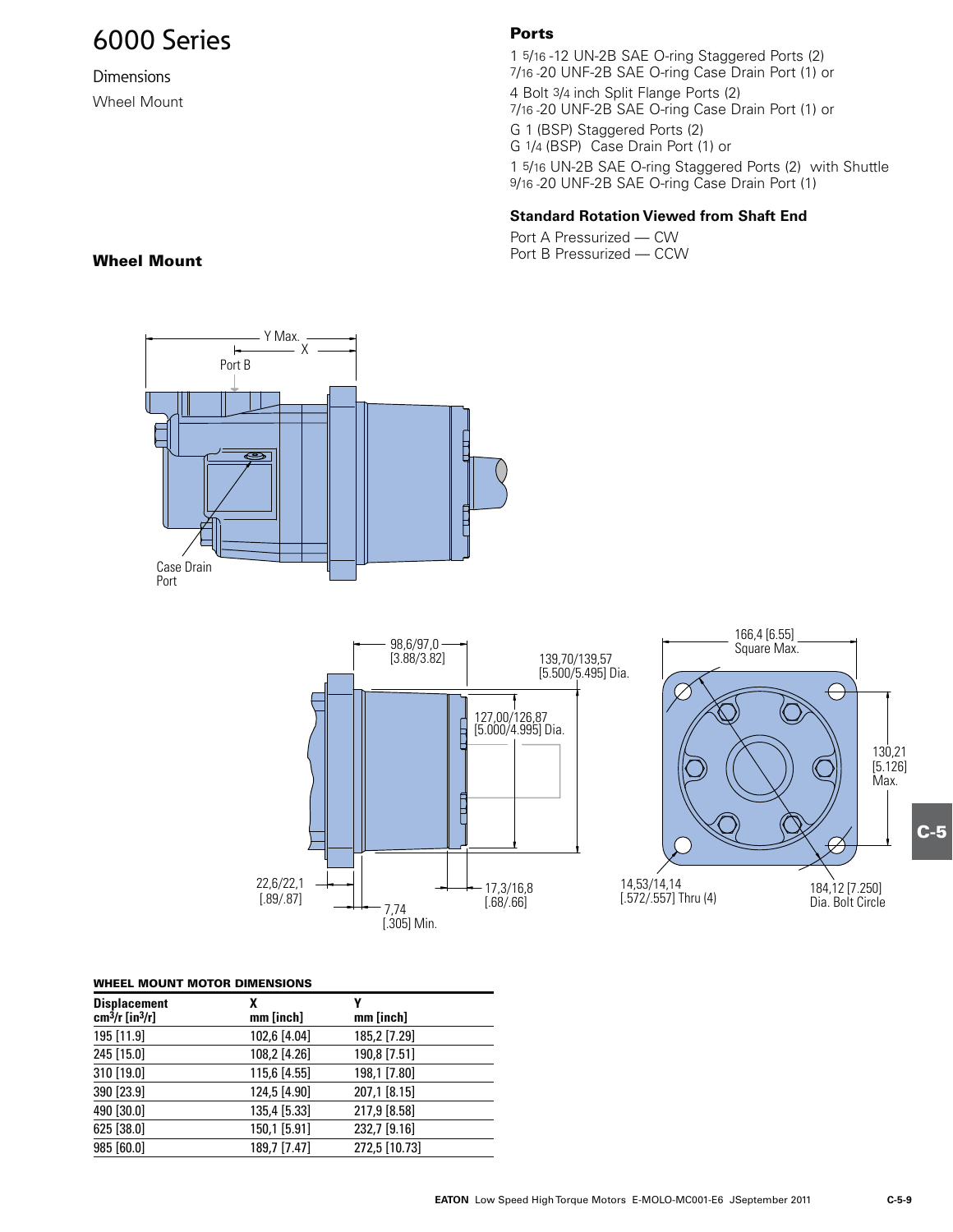# 6000 Series

Dimensions

Wheel Mount

## Ports

1 5/16 -12 UN-2B SAE O-ring Staggered Ports (2)
7/16 -20 UNF-2B SAE O-ring Case Drain Port (1) or

4 Bolt 3/4 inch Split Flange Ports (2)
7/16 -20 UNF-2B SAE O-ring Case Drain Port (1) or

G 1 (BSP) Staggered Ports (2)
G 1/4 (BSP) Case Drain Port (1) or

1 5/16 UN-2B SAE O-ring Staggered Ports (2) with Shuttle
9/16 -20 UNF-2B SAE O-ring Case Drain Port (1)

### Standard Rotation Viewed from Shaft End

Port A Pressurized — CW
Port B Pressurized — CCW

## Wheel Mount

Y Max.
X
Port B
Case Drain Port

98,6/97,0 [3.88/3.82]
139,70/139,57 [5.500/5.495] Dia.
127,00/126,87 [5.000/4.995] Dia.
22,6/22,1 [.89/.87]
7,74 [.305] Min.
17,3/16,8 [.68/.66]

166,4 [6.55] Square Max.
130,21 [5.126] Max.
14,53/14,14 [.572/.557] Thru (4)
184,12 [7.250] Dia. Bolt Circle

**WHEEL MOUNT MOTOR DIMENSIONS**

| Displacement $cm^3/r$ [$in^3/r$] | X mm [inch] | Y mm [inch] |
|---|---|---|
| 195 [11.9] | 102,6 [4.04] | 185,2 [7.29] |
| 245 [15.0] | 108,2 [4.26] | 190,8 [7.51] |
| 310 [19.0] | 115,6 [4.55] | 198,1 [7.80] |
| 390 [23.9] | 124,5 [4.90] | 207,1 [8.15] |
| 490 [30.0] | 135,4 [5.33] | 217,9 [8.58] |
| 625 [38.0] | 150,1 [5.91] | 232,7 [9.16] |
| 985 [60.0] | 189,7 [7.47] | 272,5 [10.73] |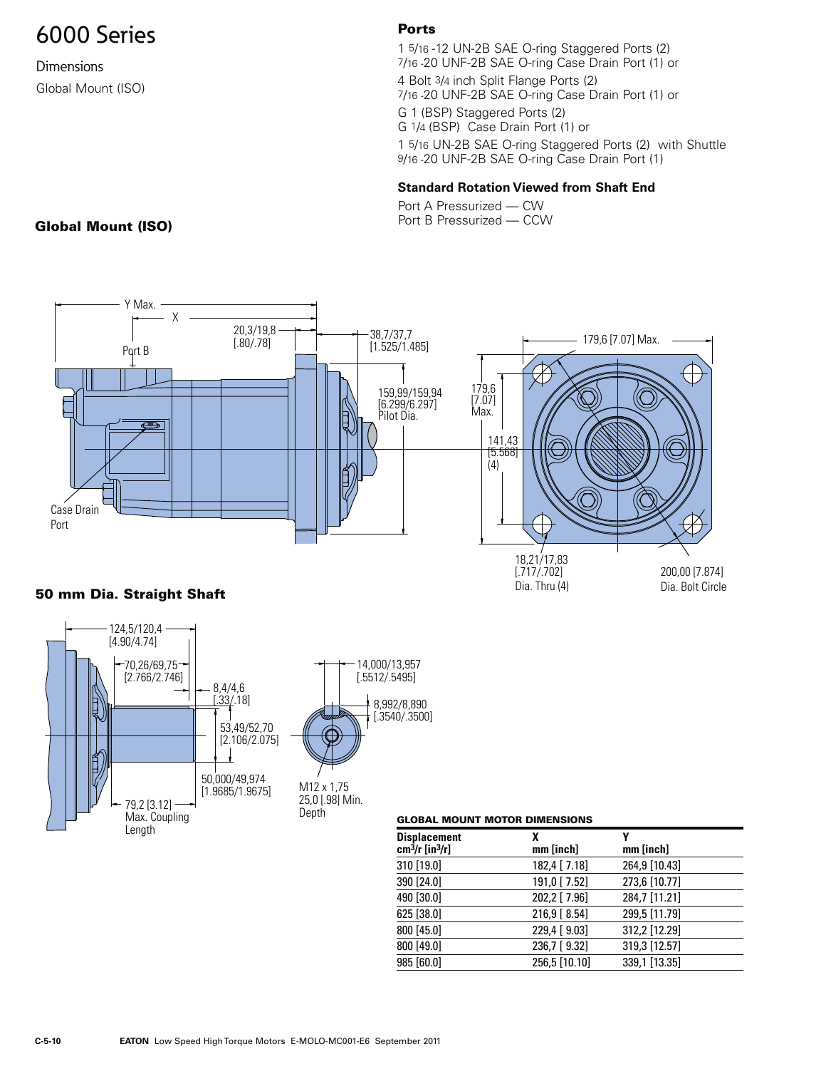# 6000 Series

Dimensions

Global Mount (ISO)

**Ports**

1 5/16 -12 UN-2B SAE O-ring Staggered Ports (2)
7/16 -20 UNF-2B SAE O-ring Case Drain Port (1) or

4 Bolt 3/4 inch Split Flange Ports (2)
7/16 -20 UNF-2B SAE O-ring Case Drain Port (1) or

G 1 (BSP) Staggered Ports (2)
G 1/4 (BSP) Case Drain Port (1) or

1 5/16 UN-2B SAE O-ring Staggered Ports (2) with Shuttle
9/16 -20 UNF-2B SAE O-ring Case Drain Port (1)

**Standard Rotation Viewed from Shaft End**

Port A Pressurized — CW
Port B Pressurized — CCW

**Global Mount (ISO)**

Y Max.
X
Port B
20,3/19,8 [.80/.78]
38,7/37,7 [1.525/1.485]
159,99/159,94 [6.299/6.297] Pilot Dia.
Case Drain Port
179,6 [7.07] Max.
179,6 [7.07] Max.
141,43 [5.568] (4)
18,21/17,83 [.717/.702] Dia. Thru (4)
200,00 [7.874] Dia. Bolt Circle

**50 mm Dia. Straight Shaft**

124,5/120,4 [4.90/4.74]
70,26/69,75 [2.766/2.746]
8,4/4,6 [.33/.18]
53,49/52,70 [2.106/2.075]
50,000/49,974 [1.9685/1.9675]
79,2 [3.12] Max. Coupling Length
14,000/13,957 [.5512/.5495]
8,992/8,890 [.3540/.3500]
M12 x 1,75
25,0 [.98] Min. Depth

**GLOBAL MOUNT MOTOR DIMENSIONS**

| Displacement $cm^3/r$ [$in^3/r$] | X mm [inch] | Y mm [inch] |
|---|---|---|
| 310 [19.0] | 182,4 [ 7.18] | 264,9 [10.43] |
| 390 [24.0] | 191,0 [ 7.52] | 273,6 [10.77] |
| 490 [30.0] | 202,2 [ 7.96] | 284,7 [11.21] |
| 625 [38.0] | 216,9 [ 8.54] | 299,5 [11.79] |
| 800 [45.0] | 229,4 [ 9.03] | 312,2 [12.29] |
| 800 [49.0] | 236,7 [ 9.32] | 319,3 [12.57] |
| 985 [60.0] | 256,5 [10.10] | 339,1 [13.35] |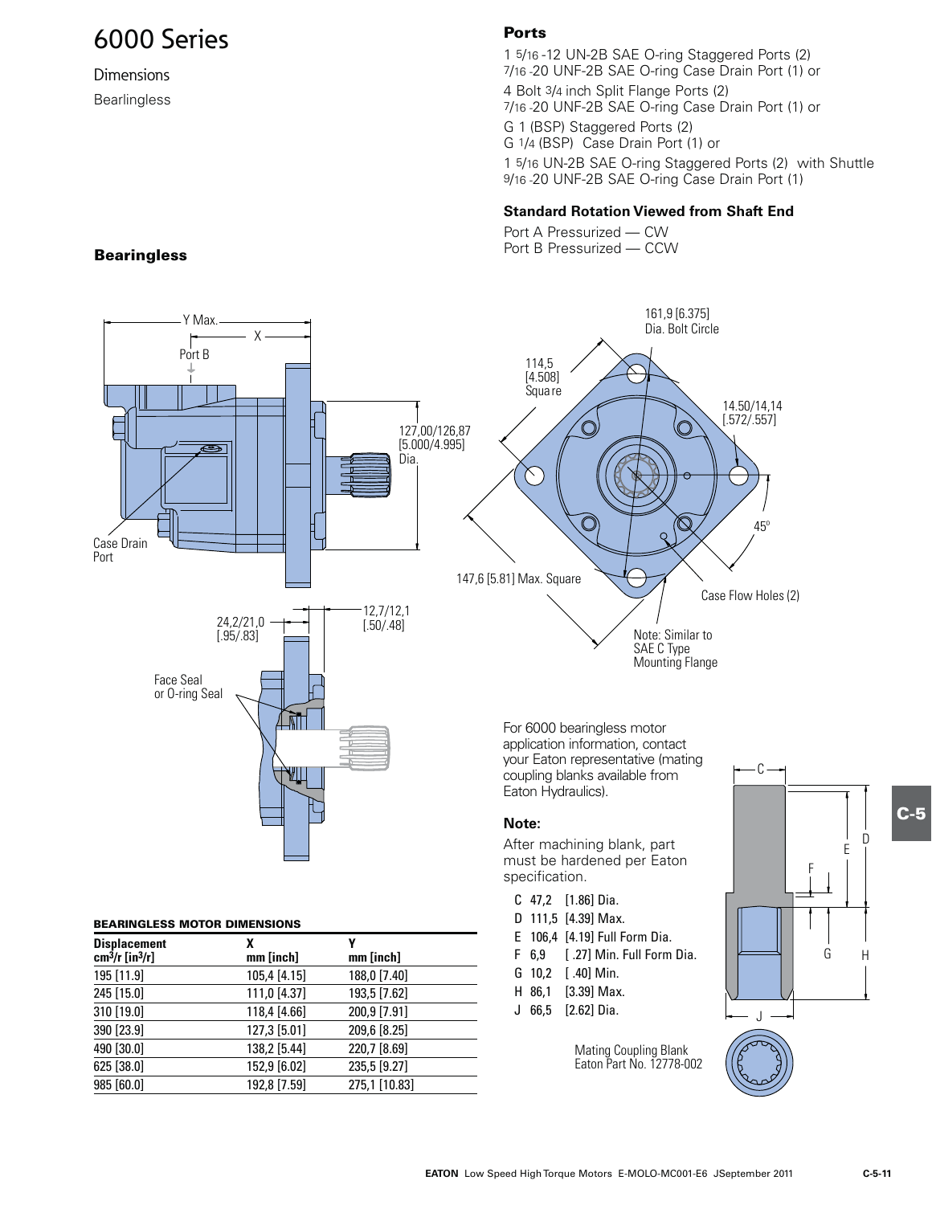# 6000 Series

Dimensions

Bearlingless

## Ports

1 5/16 -12 UN-2B SAE O-ring Staggered Ports (2)
7/16 -20 UNF-2B SAE O-ring Case Drain Port (1) or

4 Bolt 3/4 inch Split Flange Ports (2)
7/16 -20 UNF-2B SAE O-ring Case Drain Port (1) or

G 1 (BSP) Staggered Ports (2)
G 1/4 (BSP) Case Drain Port (1) or

1 5/16 UN-2B SAE O-ring Staggered Ports (2) with Shuttle
9/16 -20 UNF-2B SAE O-ring Case Drain Port (1)

### Standard Rotation Viewed from Shaft End

Port A Pressurized — CW
Port B Pressurized — CCW

## Bearingless

Y Max.
X
Port B
Case Drain Port
127,00/126,87 [5.000/4.995] Dia.
24,2/21,0 [.95/.83]
12,7/12,1 [.50/.48]
Face Seal or O-ring Seal
161,9 [6.375] Dia. Bolt Circle
114,5 [4.508] Square
14.50/14,14 [.572/.557]
45°
147,6 [5.81] Max. Square
Case Flow Holes (2)
Note: Similar to SAE C Type Mounting Flange

For 6000 bearingless motor application information, contact your Eaton representative (mating coupling blanks available from Eaton Hydraulics).

**Note:**

After machining blank, part must be hardened per Eaton specification.

- C 47,2 [1.86] Dia.
- D 111,5 [4.39] Max.
- E 106,4 [4.19] Full Form Dia.
- F 6,9 [ .27] Min. Full Form Dia.
- G 10,2 [ .40] Min.
- H 86,1 [3.39] Max.
- J 66,5 [2.62] Dia.

Mating Coupling Blank
Eaton Part No. 12778-002

**BEARINGLESS MOTOR DIMENSIONS**

| Displacement $cm^3/r$ [$in^3/r$] | X mm [inch] | Y mm [inch] |
|---|---|---|
| 195 [11.9] | 105,4 [4.15] | 188,0 [7.40] |
| 245 [15.0] | 111,0 [4.37] | 193,5 [7.62] |
| 310 [19.0] | 118,4 [4.66] | 200,9 [7.91] |
| 390 [23.9] | 127,3 [5.01] | 209,6 [8.25] |
| 490 [30.0] | 138,2 [5.44] | 220,7 [8.69] |
| 625 [38.0] | 152,9 [6.02] | 235,5 [9.27] |
| 985 [60.0] | 192,8 [7.59] | 275,1 [10.83] |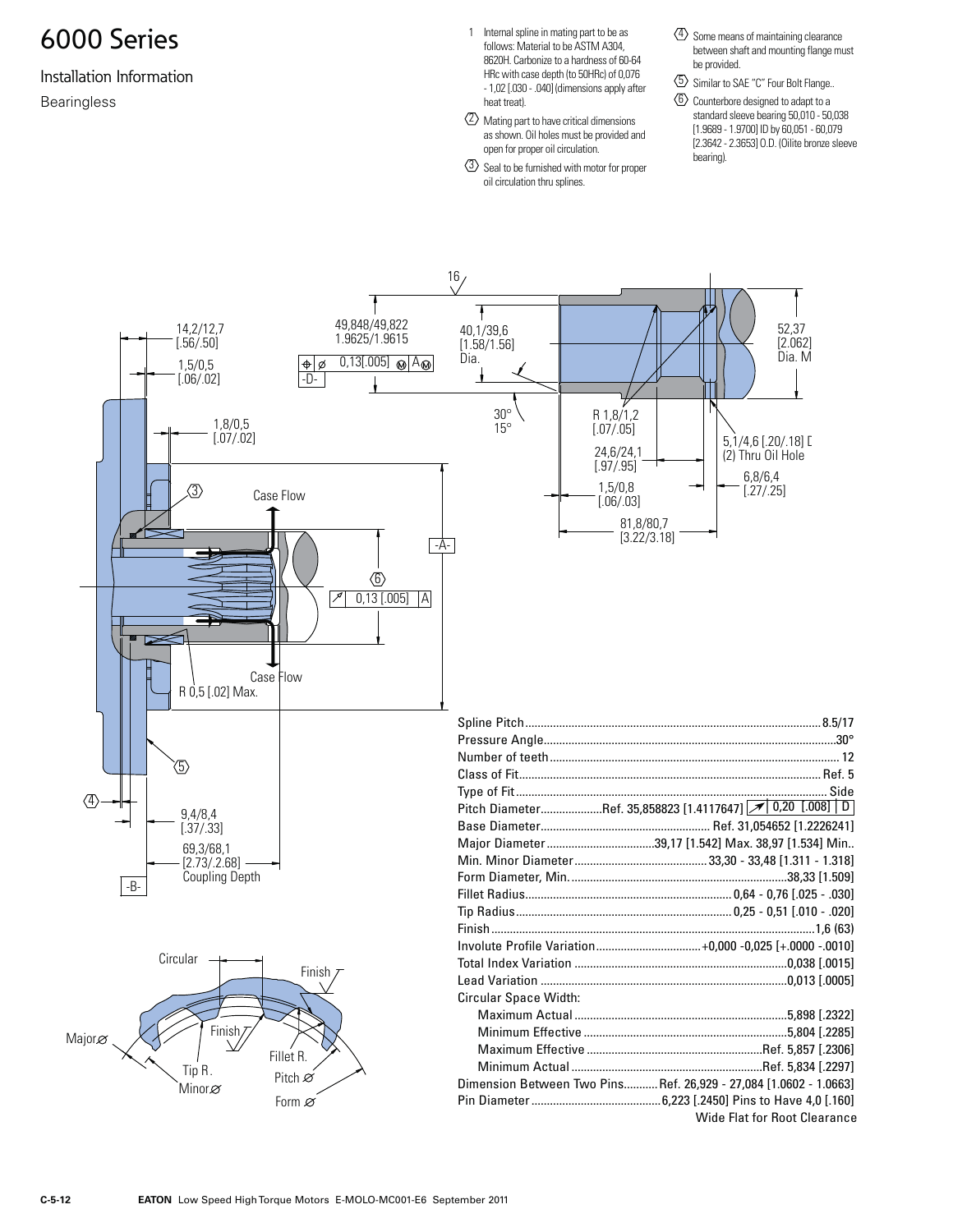# 6000 Series

## Installation Information

### Bearingless

1. Internal spline in mating part to be as follows: Material to be ASTM A304, 8620H. Carbonize to a hardness of 60-64 HRc with case depth (to 50HRc) of 0,076 - 1,02 [.030 - .040] (dimensions apply after heat treat).
2. Mating part to have critical dimensions as shown. Oil holes must be provided and open for proper oil circulation.
3. Seal to be furnished with motor for proper oil circulation thru splines.
4. Some means of maintaining clearance between shaft and mounting flange must be provided.
5. Similar to SAE "C" Four Bolt Flange..
6. Counterbore designed to adapt to a standard sleeve bearing 50,010 - 50,038 [1.9689 - 1.9700] ID by 60,051 - 60,079 [2.3642 - 2.3653] O.D. (Oilite bronze sleeve bearing).

| | |
|---|---|
| Spline Pitch | 8.5/17 |
| Pressure Angle | 30° |
| Number of teeth | 12 |
| Class of Fit | Ref. 5 |
| Type of Fit | Side |
| Pitch Diameter | Ref. 35,858823 [1.4117647] ↗ 0,20 [.008] D |
| Base Diameter | Ref. 31,054652 [1.2226241] |
| Major Diameter | 39,17 [1.542] Max. 38,97 [1.534] Min.. |
| Min. Minor Diameter | 33,30 - 33,48 [1.311 - 1.318] |
| Form Diameter, Min. | 38,33 [1.509] |
| Fillet Radius | 0,64 - 0,76 [.025 - .030] |
| Tip Radius | 0,25 - 0,51 [.010 - .020] |
| Finish | 1,6 (63) |
| Involute Profile Variation | +0,000 -0,025 [+.0000 -.0010] |
| Total Index Variation | 0,038 [.0015] |
| Lead Variation | 0,013 [.0005] |
| Circular Space Width: | |
| Maximum Actual | 5,898 [.2322] |
| Minimum Effective | 5,804 [.2285] |
| Maximum Effective | Ref. 5,857 [.2306] |
| Minimum Actual | Ref. 5,834 [.2297] |
| Dimension Between Two Pins | Ref. 26,929 - 27,084 [1.0602 - 1.0663] |
| Pin Diameter | 6,223 [.2450] Pins to Have 4,0 [.160] Wide Flat for Root Clearance |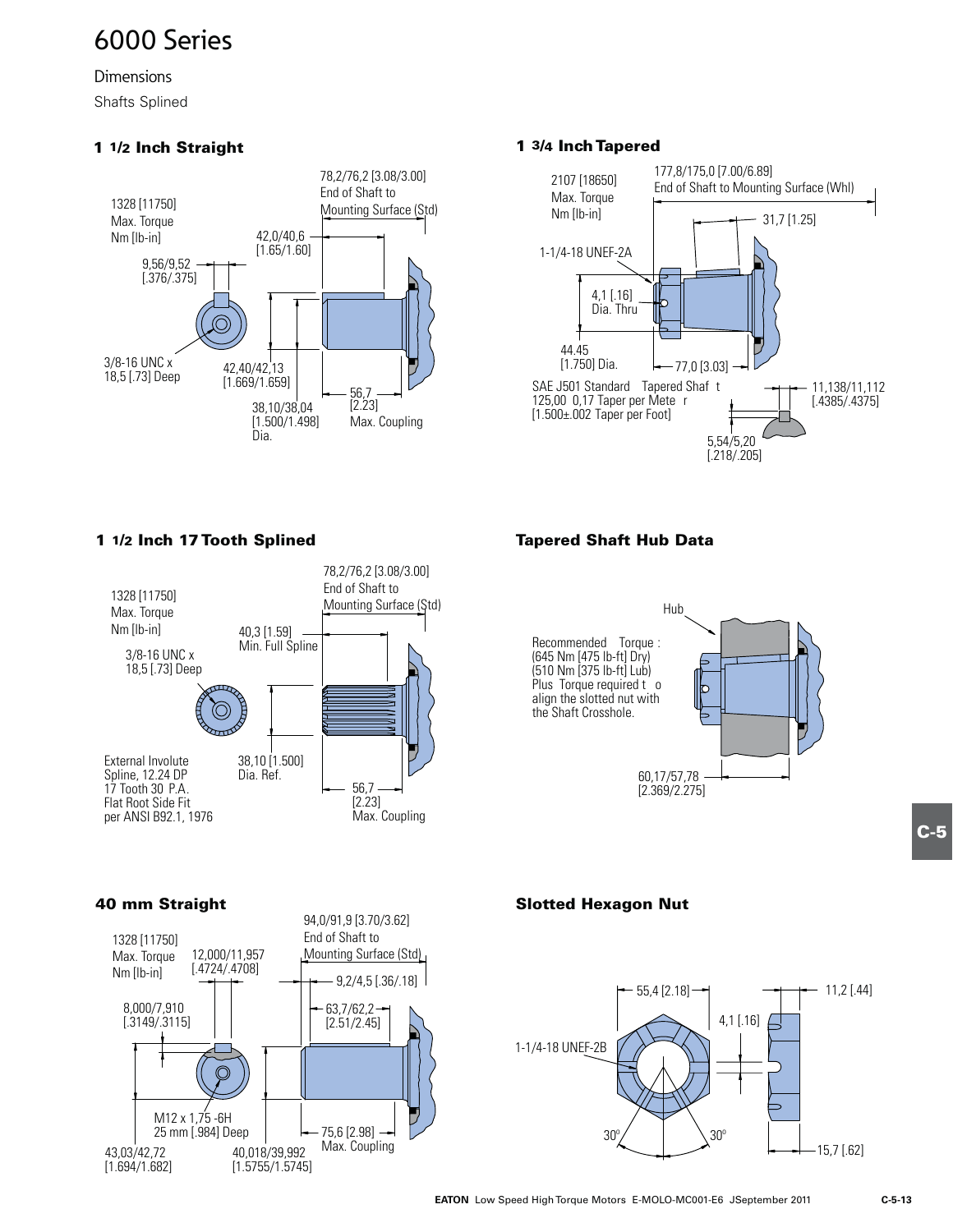# 6000 Series

## Dimensions

Shafts Splined

### 1 1/2 Inch Straight

1328 [11750]
Max. Torque
Nm [lb-in]

78,2/76,2 [3.08/3.00]
End of Shaft to
Mounting Surface (Std)

42,0/40,6
[1.65/1.60]

9,56/9,52
[.376/.375]

3/8-16 UNC x
18,5 [.73] Deep

42,40/42,13
[1.669/1.659]

38,10/38,04
[1.500/1.498]
Dia.

56,7
[2.23]
Max. Coupling

### 1 3/4 Inch Tapered

2107 [18650]
Max. Torque
Nm [lb-in]

177,8/175,0 [7.00/6.89]
End of Shaft to Mounting Surface (Whl)

31,7 [1.25]

1-1/4-18 UNEF-2A

4,1 [.16]
Dia. Thru

44.45
[1.750] Dia.

77,0 [3.03]

SAE J501 Standard Tapered Shaft
125,00 0,17 Taper per Meter
[1.500±.002 Taper per Foot]

11,138/11,112
[.4385/.4375]

5,54/5,20
[.218/.205]

### 1 1/2 Inch 17 Tooth Splined

1328 [11750]
Max. Torque
Nm [lb-in]

78,2/76,2 [3.08/3.00]
End of Shaft to
Mounting Surface (Std)

40,3 [1.59]
Min. Full Spline

3/8-16 UNC x
18,5 [.73] Deep

External Involute
Spline, 12.24 DP
17 Tooth 30 P.A.
Flat Root Side Fit
per ANSI B92.1, 1976

38,10 [1.500]
Dia. Ref.

56,7
[2.23]
Max. Coupling

### Tapered Shaft Hub Data

Hub

Recommended Torque :
(645 Nm [475 lb-ft] Dry)
(510 Nm [375 lb-ft] Lub)
Plus Torque required to
align the slotted nut with
the Shaft Crosshole.

60,17/57,78
[2.369/2.275]

### 40 mm Straight

1328 [11750]
Max. Torque
Nm [lb-in]

12,000/11,957
[.4724/.4708]

94,0/91,9 [3.70/3.62]
End of Shaft to
Mounting Surface (Std)

9,2/4,5 [.36/.18]

8,000/7,910
[.3149/.3115]

63,7/62,2
[2.51/2.45]

M12 x 1,75 -6H
25 mm [.984] Deep

75,6 [2.98]
Max. Coupling

43,03/42,72
[1.694/1.682]

40,018/39,992
[1.5755/1.5745]

### Slotted Hexagon Nut

55,4 [2.18]

11,2 [.44]

4,1 [.16]

1-1/4-18 UNEF-2B

30°

30°

15,7 [.62]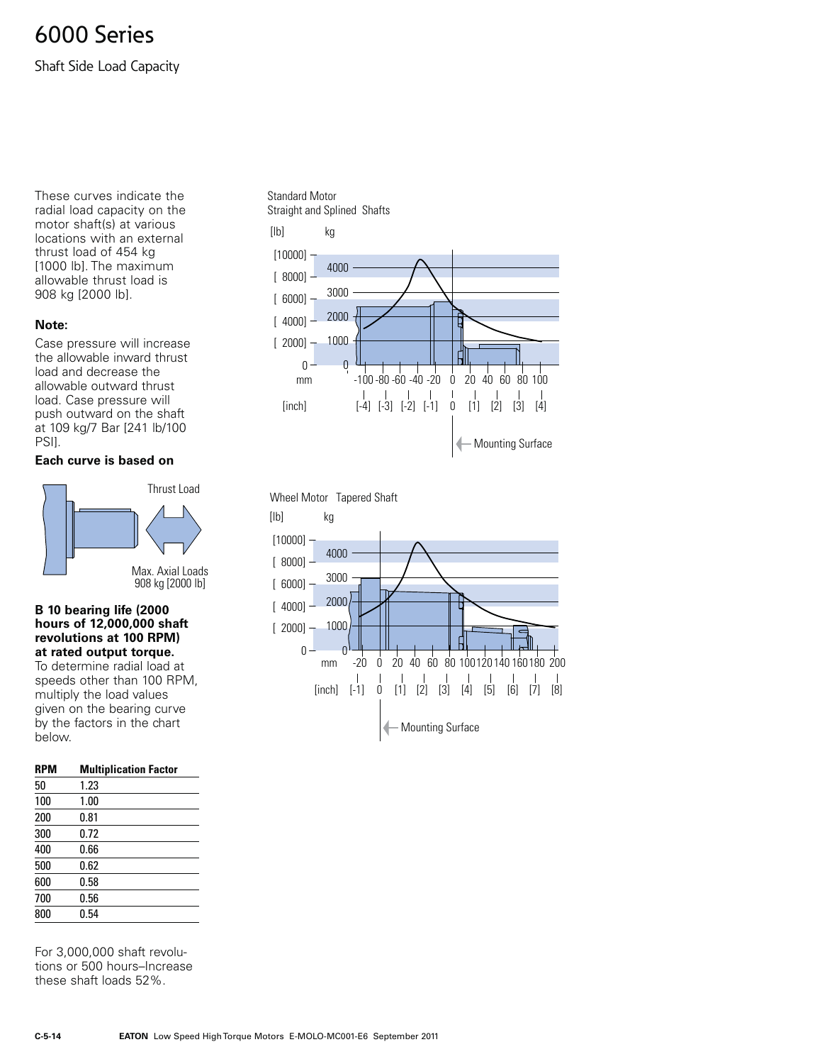# 6000 Series

Shaft Side Load Capacity

These curves indicate the radial load capacity on the motor shaft(s) at various locations with an external thrust load of 454 kg [1000 lb]. The maximum allowable thrust load is 908 kg [2000 lb].

**Note:**

Case pressure will increase the allowable inward thrust load and decrease the allowable outward thrust load. Case pressure will push outward on the shaft at 109 kg/7 Bar [241 lb/100 PSI].

**Each curve is based on**

Thrust Load

Max. Axial Loads 908 kg [2000 lb]

**B 10 bearing life (2000 hours of 12,000,000 shaft revolutions at 100 RPM) at rated output torque.**
To determine radial load at speeds other than 100 RPM, multiply the load values given on the bearing curve by the factors in the chart below.

| RPM | Multiplication Factor |
|---|---|
| 50 | 1.23 |
| 100 | 1.00 |
| 200 | 0.81 |
| 300 | 0.72 |
| 400 | 0.66 |
| 500 | 0.62 |
| 600 | 0.58 |
| 700 | 0.56 |
| 800 | 0.54 |

For 3,000,000 shaft revolutions or 500 hours–Increase these shaft loads 52%.

Standard Motor
Straight and Splined Shafts

Wheel Motor Tapered Shaft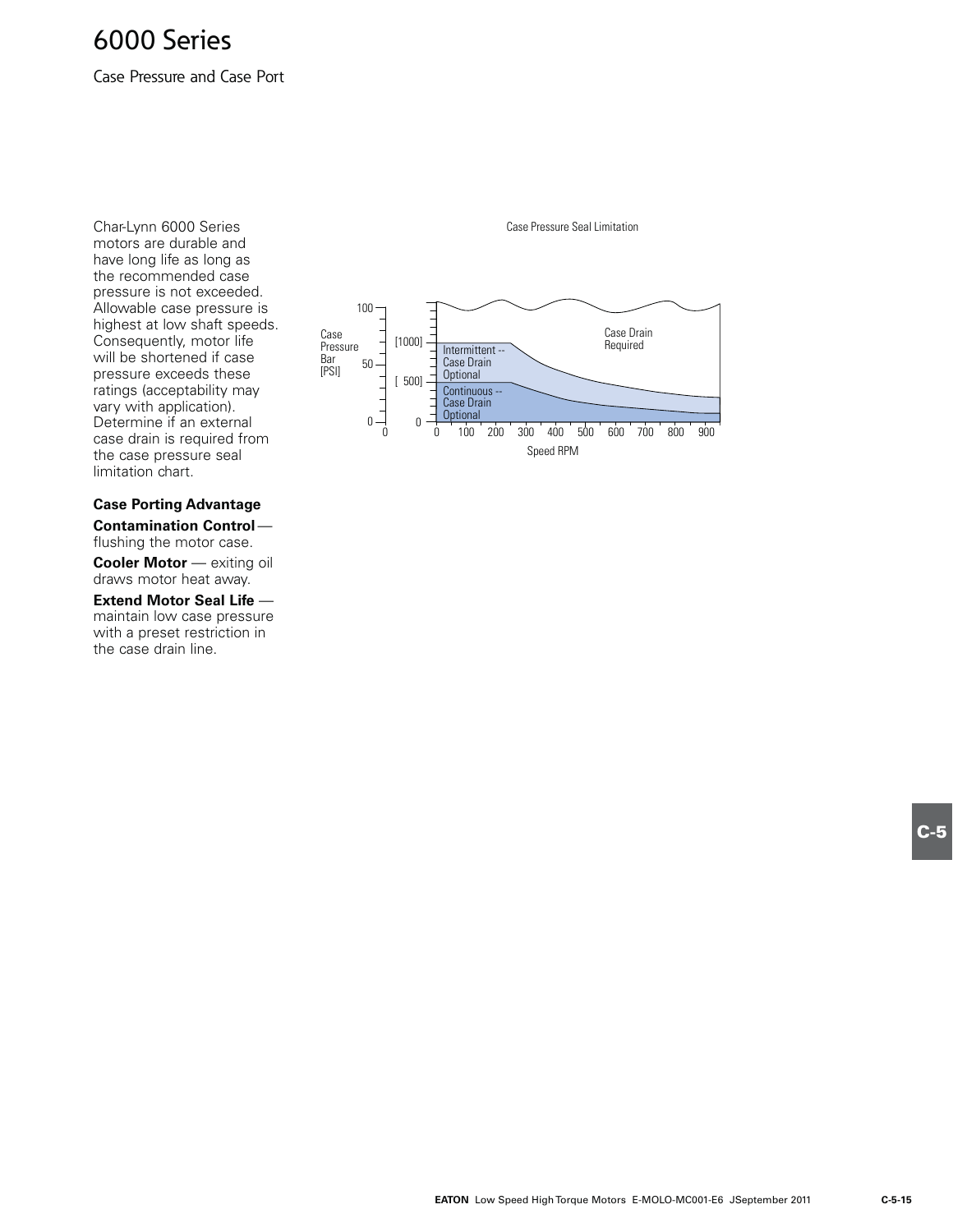# 6000 Series

Case Pressure and Case Port

Char-Lynn 6000 Series motors are durable and have long life as long as the recommended case pressure is not exceeded. Allowable case pressure is highest at low shaft speeds. Consequently, motor life will be shortened if case pressure exceeds these ratings (acceptability may vary with application). Determine if an external case drain is required from the case pressure seal limitation chart.

**Case Porting Advantage**

**Contamination Control** — flushing the motor case.

**Cooler Motor** — exiting oil draws motor heat away.

**Extend Motor Seal Life** — maintain low case pressure with a preset restriction in the case drain line.

Case Pressure Seal Limitation

Case Pressure Bar [PSI]

100

[1000]

50

[ 500]

0 0

Intermittent -- Case Drain Optional

Continuous -- Case Drain Optional

Case Drain Required

0 100 200 300 400 500 600 700 800 900

Speed RPM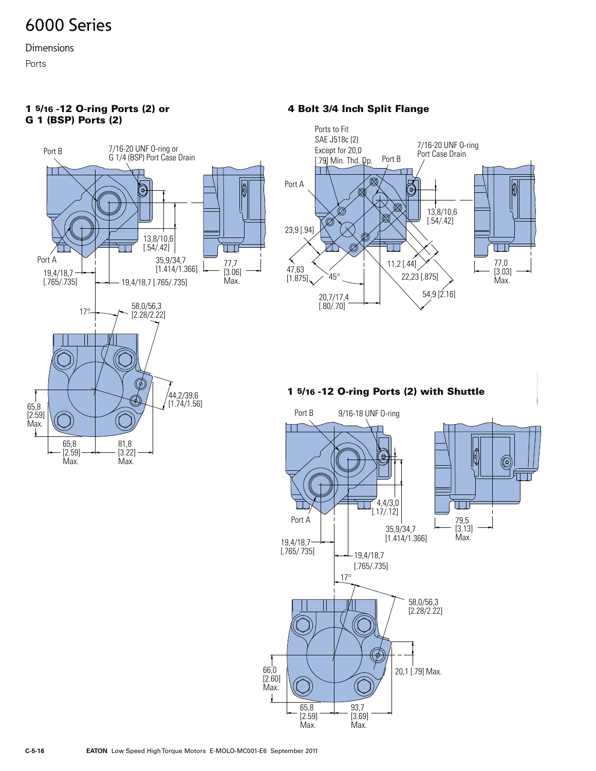# 6000 Series

Dimensions

Ports

## 1 5/16 -12 O-ring Ports (2) or G 1 (BSP) Ports (2)

Port B

7/16-20 UNF O-ring or G 1/4 (BSP) Port Case Drain

13,8/10,6 [.54/.42]

Port A

35,9/34,7 [1.414/1.366]

77,7 [3.06] Max.

19,4/18,7 [.765/.735]

19,4/18,7 [.765/.735]

17°

58,0/56,3 [2.28/2.22]

44,2/39,6 [1.74/1.56]

65,8 [2.59] Max.

65,8 [2.59] Max.

81,8 [3.22] Max.

## 4 Bolt 3/4 Inch Split Flange

Ports to Fit SAE J518c (2) Except for 20,0 [.79] Min. Thd. Dp.

Port B

7/16-20 UNF O-ring Port Case Drain

Port A

13,8/10,6 [.54/.42]

23,9 [.94]

47,63 [1.875]

45°

11,2 [.44]

22,23 [.875]

54,9 [2.16]

20,7/17,4 [.80/.70]

77,0 [3.03] Max.

## 1 5/16 -12 O-ring Ports (2) with Shuttle

Port B

9/16-18 UNF O-ring

4,4/3,0 [.17/.12]

Port A

35,9/34,7 [1.414/1.366]

19,4/18,7 [.765/.735]

19,4/18,7 [.765/.735]

79,5 [3.13] Max.

17°

58,0/56,3 [2.28/2.22]

66,0 [2.60] Max.

20,1 [.79] Max.

65,8 [2.59] Max.

93,7 [3.69] Max.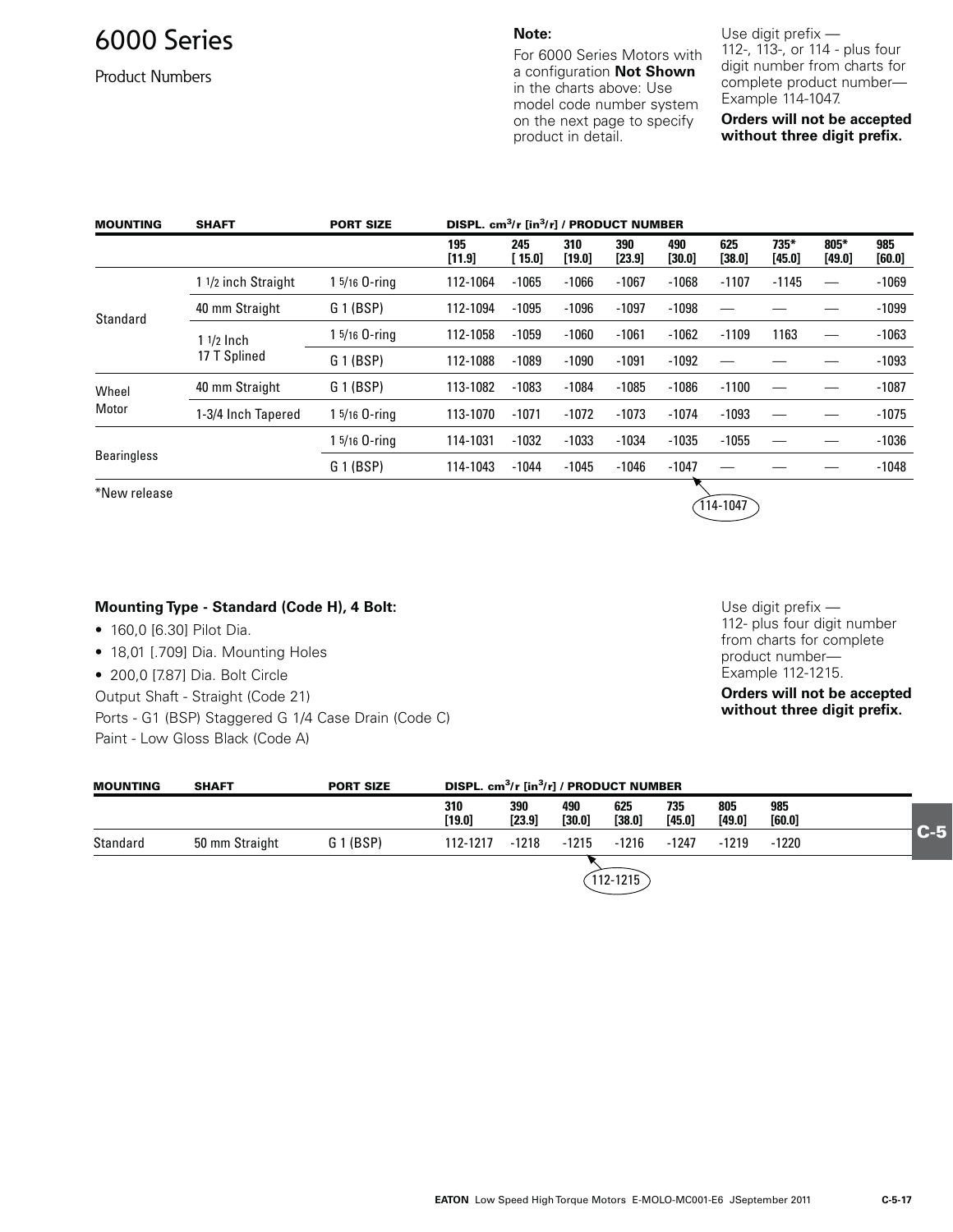# 6000 Series

Product Numbers

**Note:**

For 6000 Series Motors with a configuration **Not Shown** in the charts above: Use model code number system on the next page to specify product in detail.

Use digit prefix — 112-, 113-, or 114 - plus four digit number from charts for complete product number— Example 114-1047.

**Orders will not be accepted without three digit prefix.**

| MOUNTING | SHAFT | PORT SIZE | DISPL. cm³/r [in³/r] / PRODUCT NUMBER | | | | | | | | |
|---|---|---|---|---|---|---|---|---|---|---|---|
| | | | 195 [11.9] | 245 [15.0] | 310 [19.0] | 390 [23.9] | 490 [30.0] | 625 [38.0] | 735* [45.0] | 805* [49.0] | 985 [60.0] |
| Standard | 1 1/2 inch Straight | 1 5/16 O-ring | 112-1064 | -1065 | -1066 | -1067 | -1068 | -1107 | -1145 | — | -1069 |
| | 40 mm Straight | G 1 (BSP) | 112-1094 | -1095 | -1096 | -1097 | -1098 | — | — | — | -1099 |
| | 1 1/2 Inch 17 T Splined | 1 5/16 O-ring | 112-1058 | -1059 | -1060 | -1061 | -1062 | -1109 | 1163 | — | -1063 |
| | | G 1 (BSP) | 112-1088 | -1089 | -1090 | -1091 | -1092 | — | — | — | -1093 |
| Wheel Motor | 40 mm Straight | G 1 (BSP) | 113-1082 | -1083 | -1084 | -1085 | -1086 | -1100 | — | — | -1087 |
| | 1-3/4 Inch Tapered | 1 5/16 O-ring | 113-1070 | -1071 | -1072 | -1073 | -1074 | -1093 | — | — | -1075 |
| Bearingless | | 1 5/16 O-ring | 114-1031 | -1032 | -1033 | -1034 | -1035 | -1055 | — | — | -1036 |
| | | G 1 (BSP) | 114-1043 | -1044 | -1045 | -1046 | -1047 | — | — | — | -1048 |

*New release

114-1047

**Mounting Type - Standard (Code H), 4 Bolt:**

- 160,0 [6.30] Pilot Dia.
- 18,01 [.709] Dia. Mounting Holes
- 200,0 [7.87] Dia. Bolt Circle

Output Shaft - Straight (Code 21)

Ports - G1 (BSP) Staggered G 1/4 Case Drain (Code C)

Paint - Low Gloss Black (Code A)

Use digit prefix — 112- plus four digit number from charts for complete product number— Example 112-1215.

**Orders will not be accepted without three digit prefix.**

| MOUNTING | SHAFT | PORT SIZE | DISPL. cm³/r [in³/r] / PRODUCT NUMBER | | | | | | |
|---|---|---|---|---|---|---|---|---|---|
| | | | 310 [19.0] | 390 [23.9] | 490 [30.0] | 625 [38.0] | 735 [45.0] | 805 [49.0] | 985 [60.0] |
| Standard | 50 mm Straight | G 1 (BSP) | 112-1217 | -1218 | -1215 | -1216 | -1247 | -1219 | -1220 |

112-1215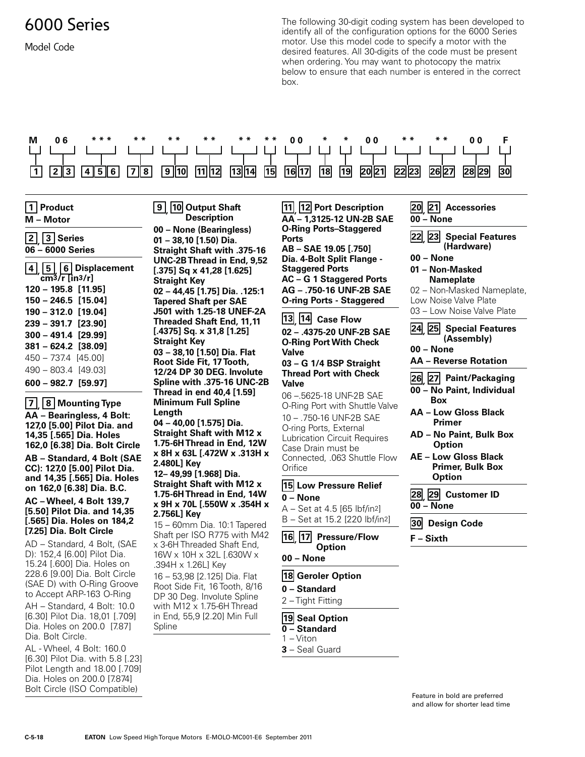# 6000 Series

Model Code

The following 30-digit coding system has been developed to identify all of the configuration options for the 6000 Series motor. Use this model code to specify a motor with the desired features. All 30-digits of the code must be present when ordering. You may want to photocopy the matrix below to ensure that each number is entered in the correct box.

| M | 06 | * * * | * * | * * | * * | * * | * | 00 | * | * | 00 | * * | * * | 00 | F |
|---|---|---|---|---|---|---|---|---|---|---|---|---|---|---|---|
| 1 | 2 3 | 4 5 6 | 7 8 | 9 10 | 11 12 | 13 14 | 15 | 16 17 | 18 | 19 | 20 21 | 22 23 | 26 27 | 28 29 | 30 |

**1 Product**

**M – Motor**

**2, 3 Series**

**06 – 6000 Series**

**4, 5, 6 Displacement cm³/r [in³/r]**

**120 – 195.8 [11.95]**
**150 – 246.5 [15.04]**
**190 – 312.0 [19.04]**
**239 – 391.7 [23.90]**
**300 – 491.4 [29.99]**
**381 – 624.2 [38.09]**
450 – 737.4 [45.00]
490 – 803.4 [49.03]
**600 – 982.7 [59.97]**

**7, 8 Mounting Type**

**AA – Bearingless, 4 Bolt: 127,0 [5.00] Pilot Dia. and 14,35 [.565] Dia. Holes 162,0 [6.38] Dia. Bolt Circle**

**AB – Standard, 4 Bolt (SAE CC): 127,0 [5.00] Pilot Dia. and 14,35 [.565] Dia. Holes on 162,0 [6.38] Dia. B.C.**

**AC – Wheel, 4 Bolt 139,7 [5.50] Pilot Dia. and 14,35 [.565] Dia. Holes on 184,2 [7.25] Dia. Bolt Circle**

AD – Standard, 4 Bolt, (SAE D): 152,4 [6.00] Pilot Dia. 15.24 [.600] Dia. Holes on 228.6 [9.00] Dia. Bolt Circle (SAE D) with O-Ring Groove to Accept ARP-163 O-Ring

AH – Standard, 4 Bolt: 10.0 [6.30] Pilot Dia. 18,01 [.709] Dia. Holes on 200.0 [7.87] Dia. Bolt Circle.

AL - Wheel, 4 Bolt: 160.0 [6.30] Pilot Dia. with 5.8 [.23] Pilot Length and 18.00 [.709] Dia. Holes on 200.0 [7.874] Bolt Circle (ISO Compatible)

**9, 10 Output Shaft Description**

**00 – None (Bearingless)**

**01 – 38,10 [1.50] Dia. Straight Shaft with .375-16 UNC-2B Thread in End, 9,52 [.375] Sq x 41,28 [1.625] Straight Key**

**02 – 44,45 [1.75] Dia. .125:1 Tapered Shaft per SAE J501 with 1.25-18 UNEF-2A Threaded Shaft End, 11,11 [.4375] Sq. x 31,8 [1.25] Straight Key**

**03 – 38,10 [1.50] Dia. Flat Root Side Fit, 17 Tooth, 12/24 DP 30 DEG. Involute Spline with .375-16 UNC-2B Thread in end 40,4 [1.59] Minimum Full Spline Length**

**04 – 40,00 [1.575] Dia. Straight Shaft with M12 x 1.75-6H Thread in End, 12W x 8H x 63L [.472W x .313H x 2.480L] Key**

**12– 49,99 [1.968] Dia. Straight Shaft with M12 x 1.75-6H Thread in End, 14W x 9H x 70L [.550W x .354H x 2.756L] Key**

15 – 60mm Dia. 10:1 Tapered Shaft per ISO R775 with M42 x 3-6H Threaded Shaft End, 16W x 10H x 32L [.630W x .394H x 1.26L] Key

16 – 53,98 [2.125] Dia. Flat Root Side Fit, 16 Tooth, 8/16 DP 30 Deg. Involute Spline with M12 x 1.75-6H Thread in End, 55,9 [2.20] Min Full Spline

**11, 12 Port Description**

**AA – 1,3125-12 UN-2B SAE O-Ring Ports–Staggered Ports**

**AB – SAE 19.05 [.750] Dia. 4-Bolt Split Flange - Staggered Ports**

**AC – G 1 Staggered Ports**

**AG – .750-16 UNF-2B SAE O-ring Ports - Staggered**

**13, 14 Case Flow**

**02 – .4375-20 UNF-2B SAE O-Ring Port With Check Valve**

**03 – G 1/4 BSP Straight Thread Port with Check Valve**

06 –.5625-18 UNF-2B SAE O-Ring Port with Shuttle Valve

10 – .750-16 UNF-2B SAE O-ring Ports, External Lubrication Circuit Requires Case Drain must be Connected, .063 Shuttle Flow Orifice

**15 Low Pressure Relief**

**0 – None**

A – Set at 4.5 [65 lbf/in²]

B – Set at 15.2 [220 lbf/in²]

**16, 17 Pressure/Flow Option**

**00 – None**

**18 Geroler Option**

**0 – Standard**

2 – Tight Fitting

**19 Seal Option**

**0 – Standard**

1 – Viton

**3** – Seal Guard

**20, 21 Accessories**

**00 – None**

**22, 23 Special Features (Hardware)**

**00 – None**

**01 – Non-Masked Nameplate**

02 – Non-Masked Nameplate, Low Noise Valve Plate

03 – Low Noise Valve Plate

**24, 25 Special Features (Assembly)**

**00 – None**

**AA – Reverse Rotation**

**26, 27 Paint/Packaging**

**00 – No Paint, Individual Box**

**AA – Low Gloss Black Primer**

**AD – No Paint, Bulk Box Option**

**AE – Low Gloss Black Primer, Bulk Box Option**

**28, 29 Customer ID**

**00 – None**

**30 Design Code**

**F – Sixth**

Feature in bold are preferred and allow for shorter lead time